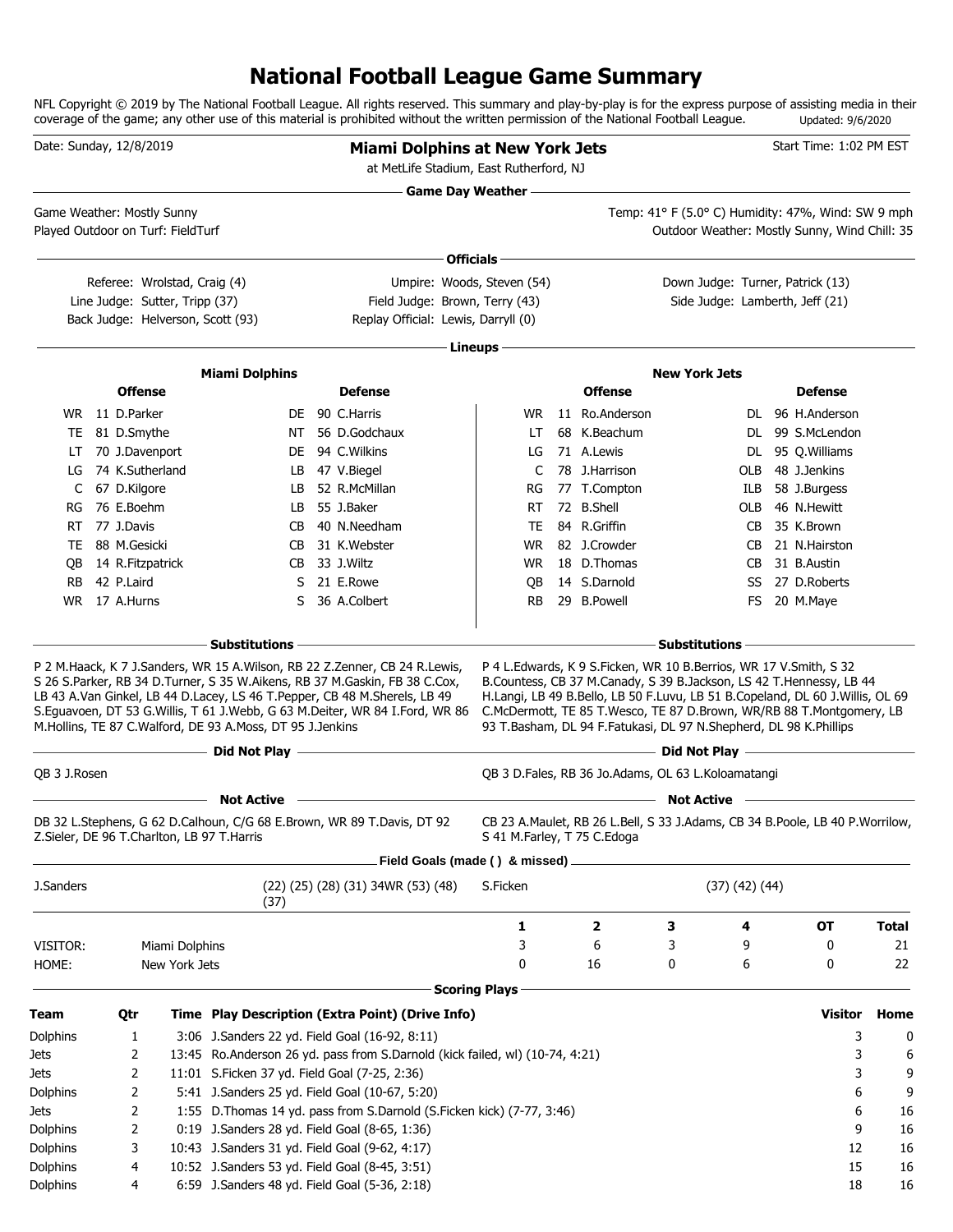# National Football League Game Summary

NFL Copyright © 2019 by The National Football League. All rights reserved. This summary and play-by-play is for the express purpose of assisting media in their coverage of the game; any other use of this material is prohibited without the written permission of the National Football League. Updated: 9/6/2020

Date: Sunday, 12/8/2019

**Miami Dolphins at New York Jets**

at MetLife Stadium, East Rutherford, NJ

Start Time: 1:02 PM EST

## Game Day Weather

Game Weather: Mostly Sunny

Played Outdoor on Turf: FieldTurf

Temp: 41° F (5.0° C) Humidity: 47%, Wind: SW 9 mph

Outdoor Weather: Mostly Sunny, Wind Chill: 35

## Officials

| | | |
|---|---|---|
| Referee: Wrolstad, Craig (4) | Umpire: Woods, Steven (54) | Down Judge: Turner, Patrick (13) |
| Line Judge: Sutter, Tripp (37) | Field Judge: Brown, Terry (43) | Side Judge: Lamberth, Jeff (21) |
| Back Judge: Helverson, Scott (93) | Replay Official: Lewis, Darryll (0) | |

## Lineups

### Miami Dolphins

| Offense | | Defense | |
|---|---|---|---|
| WR | 11 D.Parker | DE | 90 C.Harris |
| TE | 81 D.Smythe | NT | 56 D.Godchaux |
| LT | 70 J.Davenport | DE | 94 C.Wilkins |
| LG | 74 K.Sutherland | LB | 47 V.Biegel |
| C | 67 D.Kilgore | LB | 52 R.McMillan |
| RG | 76 E.Boehm | LB | 55 J.Baker |
| RT | 77 J.Davis | CB | 40 N.Needham |
| TE | 88 M.Gesicki | CB | 31 K.Webster |
| QB | 14 R.Fitzpatrick | CB | 33 J.Wiltz |
| RB | 42 P.Laird | S | 21 E.Rowe |
| WR | 17 A.Hurns | S | 36 A.Colbert |

### New York Jets

| Offense | | Defense | |
|---|---|---|---|
| WR | 11 Ro.Anderson | DL | 96 H.Anderson |
| LT | 68 K.Beachum | DL | 99 S.McLendon |
| LG | 71 A.Lewis | DL | 95 Q.Williams |
| C | 78 J.Harrison | OLB | 48 J.Jenkins |
| RG | 77 T.Compton | ILB | 58 J.Burgess |
| RT | 72 B.Shell | OLB | 46 N.Hewitt |
| TE | 84 R.Griffin | CB | 35 K.Brown |
| WR | 82 J.Crowder | CB | 21 N.Hairston |
| WR | 18 D.Thomas | CB | 31 B.Austin |
| QB | 14 S.Darnold | SS | 27 D.Roberts |
| RB | 29 B.Powell | FS | 20 M.Maye |

## Substitutions

**Miami Dolphins:** P 2 M.Haack, K 7 J.Sanders, WR 15 A.Wilson, RB 22 Z.Zenner, CB 24 R.Lewis, S 26 S.Parker, RB 34 D.Turner, S 35 W.Aikens, RB 37 M.Gaskin, FB 38 C.Cox, LB 43 A.Van Ginkel, LB 44 D.Lacey, LS 46 T.Pepper, CB 48 M.Sherels, LB 49 S.Eguavoen, DT 53 G.Willis, T 61 J.Webb, G 63 M.Deiter, WR 84 I.Ford, WR 86 M.Hollins, TE 87 C.Walford, DE 93 A.Moss, DT 95 J.Jenkins

**New York Jets:** P 4 L.Edwards, K 9 S.Ficken, WR 10 B.Berrios, WR 17 V.Smith, S 32 B.Countess, CB 37 M.Canady, S 39 B.Jackson, LS 42 T.Hennessy, LB 44 H.Langi, LB 49 B.Bello, LB 50 F.Luvu, LB 51 B.Copeland, DL 60 J.Willis, OL 69 C.McDermott, TE 85 T.Wesco, TE 87 D.Brown, WR/RB 88 T.Montgomery, LB 93 T.Basham, DL 94 F.Fatukasi, DL 97 N.Shepherd, DL 98 K.Phillips

## Did Not Play

**Miami Dolphins:** QB 3 J.Rosen

**New York Jets:** QB 3 D.Fales, RB 36 Jo.Adams, OL 63 L.Koloamatangi

## Not Active

**Miami Dolphins:** DB 32 L.Stephens, G 62 D.Calhoun, C/G 68 E.Brown, WR 89 T.Davis, DT 92 Z.Sieler, DE 96 T.Charlton, LB 97 T.Harris

**New York Jets:** CB 23 A.Maulet, RB 26 L.Bell, S 33 J.Adams, CB 34 B.Poole, LB 40 P.Worrilow, S 41 M.Farley, T 75 C.Edoga

## Field Goals (made ( ) & missed)

| | |
|---|---|
| J.Sanders | (22) (25) (28) (31) 34WR (53) (48) (37) |
| S.Ficken | (37) (42) (44) |

| | | 1 | 2 | 3 | 4 | OT | Total |
|---|---|---|---|---|---|---|---|
| VISITOR: | Miami Dolphins | 3 | 6 | 3 | 9 | 0 | 21 |
| HOME: | New York Jets | 0 | 16 | 0 | 6 | 0 | 22 |

## Scoring Plays

| Team | Qtr | Time | Play Description (Extra Point) (Drive Info) | Visitor | Home |
|---|---|---|---|---|---|
| Dolphins | 1 | 3:06 | J.Sanders 22 yd. Field Goal (16-92, 8:11) | 3 | 0 |
| Jets | 2 | 13:45 | Ro.Anderson 26 yd. pass from S.Darnold (kick failed, wl) (10-74, 4:21) | 3 | 6 |
| Jets | 2 | 11:01 | S.Ficken 37 yd. Field Goal (7-25, 2:36) | 3 | 9 |
| Dolphins | 2 | 5:41 | J.Sanders 25 yd. Field Goal (10-67, 5:20) | 6 | 9 |
| Jets | 2 | 1:55 | D.Thomas 14 yd. pass from S.Darnold (S.Ficken kick) (7-77, 3:46) | 6 | 16 |
| Dolphins | 2 | 0:19 | J.Sanders 28 yd. Field Goal (8-65, 1:36) | 9 | 16 |
| Dolphins | 3 | 10:43 | J.Sanders 31 yd. Field Goal (9-62, 4:17) | 12 | 16 |
| Dolphins | 4 | 10:52 | J.Sanders 53 yd. Field Goal (8-45, 3:51) | 15 | 16 |
| Dolphins | 4 | 6:59 | J.Sanders 48 yd. Field Goal (5-36, 2:18) | 18 | 16 |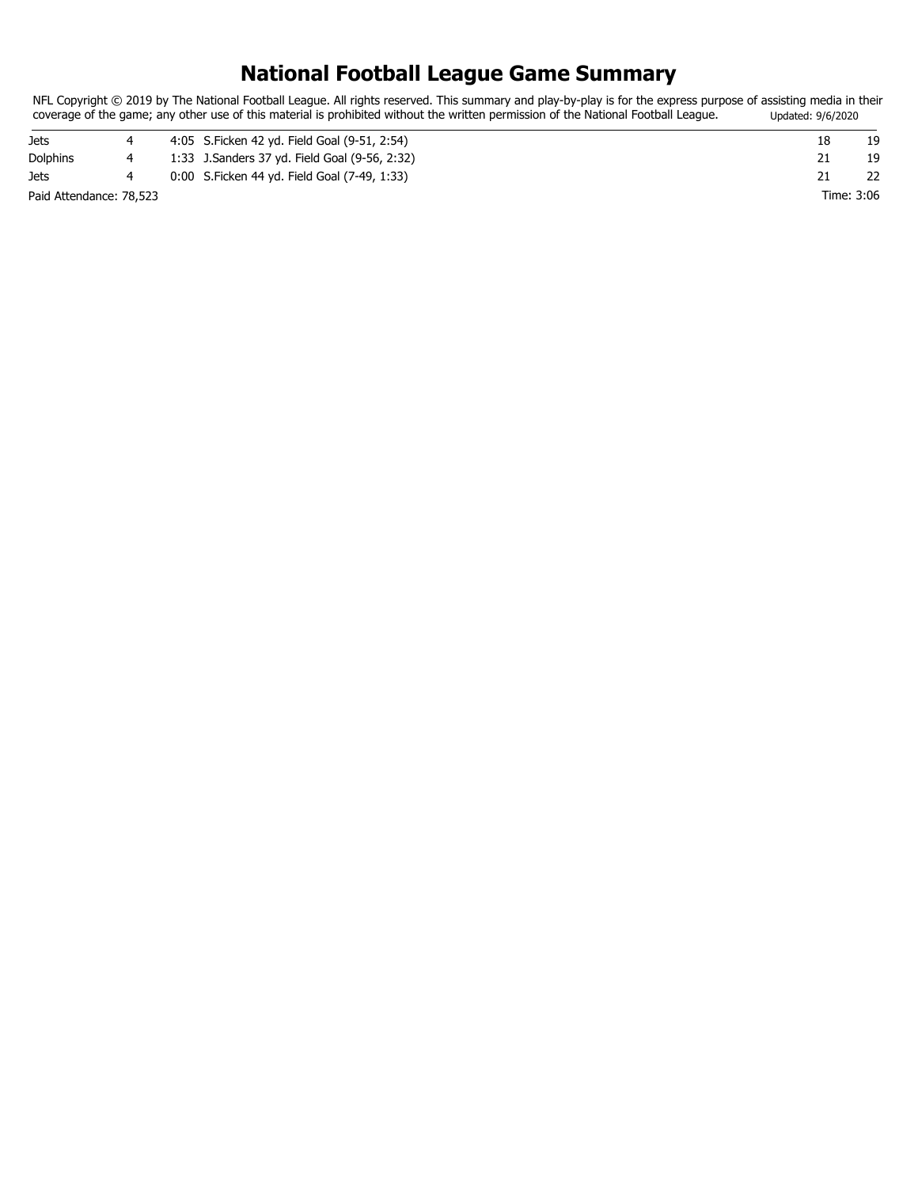# National Football League Game Summary

NFL Copyright © 2019 by The National Football League. All rights reserved. This summary and play-by-play is for the express purpose of assisting media in their coverage of the game; any other use of this material is prohibited without the written permission of the National Football League. Updated: 9/6/2020

| | | | | |
|---|---|---|---|---|
| Jets | 4 | 4:05 S.Ficken 42 yd. Field Goal (9-51, 2:54) | 18 | 19 |
| Dolphins | 4 | 1:33 J.Sanders 37 yd. Field Goal (9-56, 2:32) | 21 | 19 |
| Jets | 4 | 0:00 S.Ficken 44 yd. Field Goal (7-49, 1:33) | 21 | 22 |

Paid Attendance: 78,523 Time: 3:06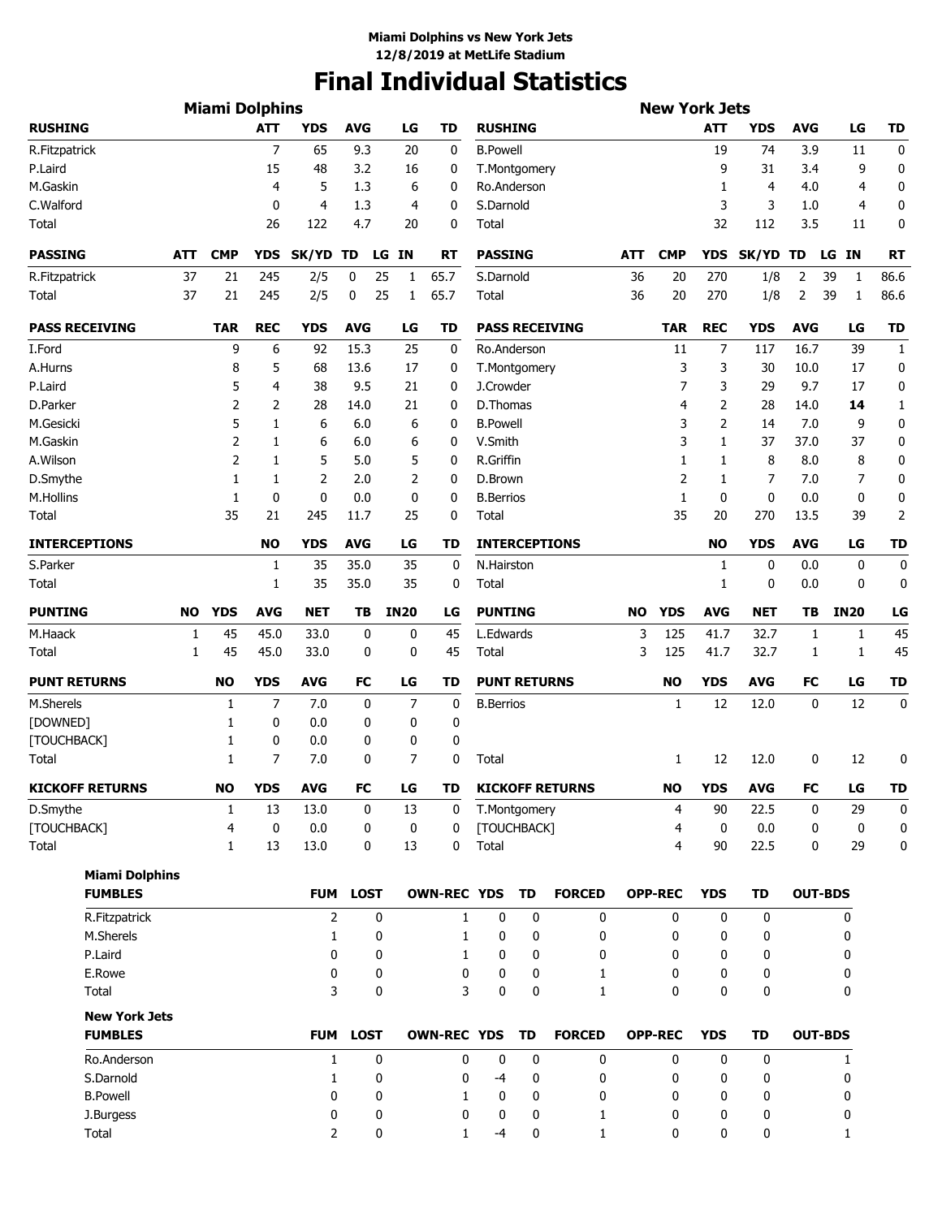**Miami Dolphins vs New York Jets**
**12/8/2019 at MetLife Stadium**

# Final Individual Statistics

## Miami Dolphins

| RUSHING | ATT | YDS | AVG | LG | TD |
|---|---|---|---|---|---|
| R.Fitzpatrick | 7 | 65 | 9.3 | 20 | 0 |
| P.Laird | 15 | 48 | 3.2 | 16 | 0 |
| M.Gaskin | 4 | 5 | 1.3 | 6 | 0 |
| C.Walford | 0 | 4 | 1.3 | 4 | 0 |
| Total | 26 | 122 | 4.7 | 20 | 0 |

| PASSING | ATT | CMP | YDS | SK/YD | TD | LG | IN | RT |
|---|---|---|---|---|---|---|---|---|
| R.Fitzpatrick | 37 | 21 | 245 | 2/5 | 0 | 25 | 1 | 65.7 |
| Total | 37 | 21 | 245 | 2/5 | 0 | 25 | 1 | 65.7 |

| PASS RECEIVING | TAR | REC | YDS | AVG | LG | TD |
|---|---|---|---|---|---|---|
| I.Ford | 9 | 6 | 92 | 15.3 | 25 | 0 |
| A.Hurns | 8 | 5 | 68 | 13.6 | 17 | 0 |
| P.Laird | 5 | 4 | 38 | 9.5 | 21 | 0 |
| D.Parker | 2 | 2 | 28 | 14.0 | 21 | 0 |
| M.Gesicki | 5 | 1 | 6 | 6.0 | 6 | 0 |
| M.Gaskin | 2 | 1 | 6 | 6.0 | 6 | 0 |
| A.Wilson | 2 | 1 | 5 | 5.0 | 5 | 0 |
| D.Smythe | 1 | 1 | 2 | 2.0 | 2 | 0 |
| M.Hollins | 1 | 0 | 0 | 0.0 | 0 | 0 |
| Total | 35 | 21 | 245 | 11.7 | 25 | 0 |

| INTERCEPTIONS | NO | YDS | AVG | LG | TD |
|---|---|---|---|---|---|
| S.Parker | 1 | 35 | 35.0 | 35 | 0 |
| Total | 1 | 35 | 35.0 | 35 | 0 |

| PUNTING | NO | YDS | AVG | NET | TB | IN20 | LG |
|---|---|---|---|---|---|---|---|
| M.Haack | 1 | 45 | 45.0 | 33.0 | 0 | 0 | 45 |
| Total | 1 | 45 | 45.0 | 33.0 | 0 | 0 | 45 |

| PUNT RETURNS | NO | YDS | AVG | FC | LG | TD |
|---|---|---|---|---|---|---|
| M.Sherels | 1 | 7 | 7.0 | 0 | 7 | 0 |
| [DOWNED] | 1 | 0 | 0.0 | 0 | 0 | 0 |
| [TOUCHBACK] | 1 | 0 | 0.0 | 0 | 0 | 0 |
| Total | 1 | 7 | 7.0 | 0 | 7 | 0 |

| KICKOFF RETURNS | NO | YDS | AVG | FC | LG | TD |
|---|---|---|---|---|---|---|
| D.Smythe | 1 | 13 | 13.0 | 0 | 13 | 0 |
| [TOUCHBACK] | 4 | 0 | 0.0 | 0 | 0 | 0 |
| Total | 1 | 13 | 13.0 | 0 | 13 | 0 |

## New York Jets

| RUSHING | ATT | YDS | AVG | LG | TD |
|---|---|---|---|---|---|
| B.Powell | 19 | 74 | 3.9 | 11 | 0 |
| T.Montgomery | 9 | 31 | 3.4 | 9 | 0 |
| Ro.Anderson | 1 | 4 | 4.0 | 4 | 0 |
| S.Darnold | 3 | 3 | 1.0 | 4 | 0 |
| Total | 32 | 112 | 3.5 | 11 | 0 |

| PASSING | ATT | CMP | YDS | SK/YD | TD | LG | IN | RT |
|---|---|---|---|---|---|---|---|---|
| S.Darnold | 36 | 20 | 270 | 1/8 | 2 | 39 | 1 | 86.6 |
| Total | 36 | 20 | 270 | 1/8 | 2 | 39 | 1 | 86.6 |

| PASS RECEIVING | TAR | REC | YDS | AVG | LG | TD |
|---|---|---|---|---|---|---|
| Ro.Anderson | 11 | 7 | 117 | 16.7 | 39 | 1 |
| T.Montgomery | 3 | 3 | 30 | 10.0 | 17 | 0 |
| J.Crowder | 7 | 3 | 29 | 9.7 | 17 | 0 |
| D.Thomas | 4 | 2 | 28 | 14.0 | **14** | 1 |
| B.Powell | 3 | 2 | 14 | 7.0 | 9 | 0 |
| V.Smith | 3 | 1 | 37 | 37.0 | 37 | 0 |
| R.Griffin | 1 | 1 | 8 | 8.0 | 8 | 0 |
| D.Brown | 2 | 1 | 7 | 7.0 | 7 | 0 |
| B.Berrios | 1 | 0 | 0 | 0.0 | 0 | 0 |
| Total | 35 | 20 | 270 | 13.5 | 39 | 2 |

| INTERCEPTIONS | NO | YDS | AVG | LG | TD |
|---|---|---|---|---|---|
| N.Hairston | 1 | 0 | 0.0 | 0 | 0 |
| Total | 1 | 0 | 0.0 | 0 | 0 |

| PUNTING | NO | YDS | AVG | NET | TB | IN20 | LG |
|---|---|---|---|---|---|---|---|
| L.Edwards | 3 | 125 | 41.7 | 32.7 | 1 | 1 | 45 |
| Total | 3 | 125 | 41.7 | 32.7 | 1 | 1 | 45 |

| PUNT RETURNS | NO | YDS | AVG | FC | LG | TD |
|---|---|---|---|---|---|---|
| B.Berrios | 1 | 12 | 12.0 | 0 | 12 | 0 |
| Total | 1 | 12 | 12.0 | 0 | 12 | 0 |

| KICKOFF RETURNS | NO | YDS | AVG | FC | LG | TD |
|---|---|---|---|---|---|---|
| T.Montgomery | 4 | 90 | 22.5 | 0 | 29 | 0 |
| [TOUCHBACK] | 4 | 0 | 0.0 | 0 | 0 | 0 |
| Total | 4 | 90 | 22.5 | 0 | 29 | 0 |

## Miami Dolphins

| FUMBLES | FUM | LOST | OWN-REC | YDS | TD | FORCED | OPP-REC | YDS | TD | OUT-BDS |
|---|---|---|---|---|---|---|---|---|---|---|
| R.Fitzpatrick | 2 | 0 | 1 | 0 | 0 | 0 | 0 | 0 | 0 | 0 |
| M.Sherels | 1 | 0 | 1 | 0 | 0 | 0 | 0 | 0 | 0 | 0 |
| P.Laird | 0 | 0 | 1 | 0 | 0 | 0 | 0 | 0 | 0 | 0 |
| E.Rowe | 0 | 0 | 0 | 0 | 0 | 1 | 0 | 0 | 0 | 0 |
| Total | 3 | 0 | 3 | 0 | 0 | 1 | 0 | 0 | 0 | 0 |

## New York Jets

| FUMBLES | FUM | LOST | OWN-REC | YDS | TD | FORCED | OPP-REC | YDS | TD | OUT-BDS |
|---|---|---|---|---|---|---|---|---|---|---|
| Ro.Anderson | 1 | 0 | 0 | 0 | 0 | 0 | 0 | 0 | 0 | 1 |
| S.Darnold | 1 | 0 | 0 | -4 | 0 | 0 | 0 | 0 | 0 | 0 |
| B.Powell | 0 | 0 | 1 | 0 | 0 | 0 | 0 | 0 | 0 | 0 |
| J.Burgess | 0 | 0 | 0 | 0 | 0 | 1 | 0 | 0 | 0 | 0 |
| Total | 2 | 0 | 1 | -4 | 0 | 1 | 0 | 0 | 0 | 1 |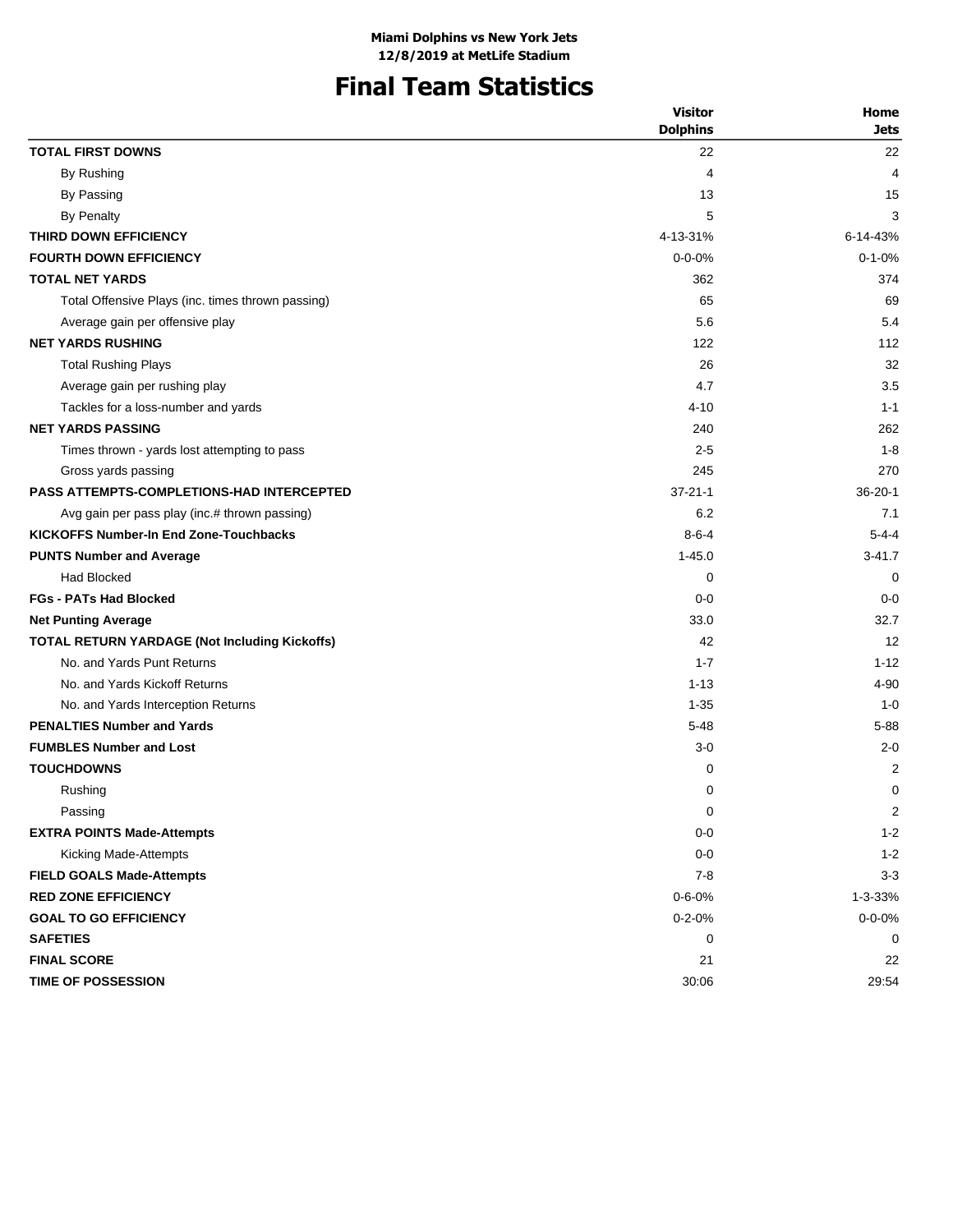**Miami Dolphins vs New York Jets**
**12/8/2019 at MetLife Stadium**

# Final Team Statistics

| | Visitor Dolphins | Home Jets |
|---|---|---|
| **TOTAL FIRST DOWNS** | 22 | 22 |
| By Rushing | 4 | 4 |
| By Passing | 13 | 15 |
| By Penalty | 5 | 3 |
| **THIRD DOWN EFFICIENCY** | 4-13-31% | 6-14-43% |
| **FOURTH DOWN EFFICIENCY** | 0-0-0% | 0-1-0% |
| **TOTAL NET YARDS** | 362 | 374 |
| Total Offensive Plays (inc. times thrown passing) | 65 | 69 |
| Average gain per offensive play | 5.6 | 5.4 |
| **NET YARDS RUSHING** | 122 | 112 |
| Total Rushing Plays | 26 | 32 |
| Average gain per rushing play | 4.7 | 3.5 |
| Tackles for a loss-number and yards | 4-10 | 1-1 |
| **NET YARDS PASSING** | 240 | 262 |
| Times thrown - yards lost attempting to pass | 2-5 | 1-8 |
| Gross yards passing | 245 | 270 |
| **PASS ATTEMPTS-COMPLETIONS-HAD INTERCEPTED** | 37-21-1 | 36-20-1 |
| Avg gain per pass play (inc.# thrown passing) | 6.2 | 7.1 |
| **KICKOFFS Number-In End Zone-Touchbacks** | 8-6-4 | 5-4-4 |
| **PUNTS Number and Average** | 1-45.0 | 3-41.7 |
| Had Blocked | 0 | 0 |
| **FGs - PATs Had Blocked** | 0-0 | 0-0 |
| **Net Punting Average** | 33.0 | 32.7 |
| **TOTAL RETURN YARDAGE (Not Including Kickoffs)** | 42 | 12 |
| No. and Yards Punt Returns | 1-7 | 1-12 |
| No. and Yards Kickoff Returns | 1-13 | 4-90 |
| No. and Yards Interception Returns | 1-35 | 1-0 |
| **PENALTIES Number and Yards** | 5-48 | 5-88 |
| **FUMBLES Number and Lost** | 3-0 | 2-0 |
| **TOUCHDOWNS** | 0 | 2 |
| Rushing | 0 | 0 |
| Passing | 0 | 2 |
| **EXTRA POINTS Made-Attempts** | 0-0 | 1-2 |
| Kicking Made-Attempts | 0-0 | 1-2 |
| **FIELD GOALS Made-Attempts** | 7-8 | 3-3 |
| **RED ZONE EFFICIENCY** | 0-6-0% | 1-3-33% |
| **GOAL TO GO EFFICIENCY** | 0-2-0% | 0-0-0% |
| **SAFETIES** | 0 | 0 |
| **FINAL SCORE** | 21 | 22 |
| **TIME OF POSSESSION** | 30:06 | 29:54 |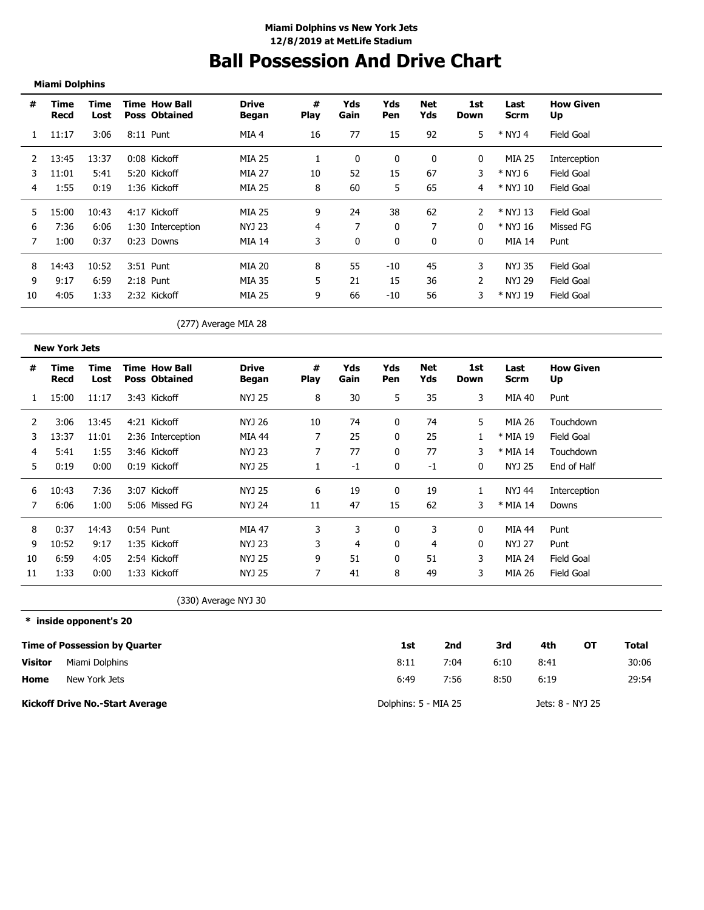**Miami Dolphins vs New York Jets**
**12/8/2019 at MetLife Stadium**

# Ball Possession And Drive Chart

### Miami Dolphins

| # | Time Recd | Time Lost | Time Poss | How Ball Obtained | Drive Began | # Play | Yds Gain | Yds Pen | Net Yds | 1st Down | Last Scrm | How Given Up |
|---|---|---|---|---|---|---|---|---|---|---|---|---|
| 1 | 11:17 | 3:06 | 8:11 | Punt | MIA 4 | 16 | 77 | 15 | 92 | 5 | * NYJ 4 | Field Goal |
| 2 | 13:45 | 13:37 | 0:08 | Kickoff | MIA 25 | 1 | 0 | 0 | 0 | 0 | MIA 25 | Interception |
| 3 | 11:01 | 5:41 | 5:20 | Kickoff | MIA 27 | 10 | 52 | 15 | 67 | 3 | * NYJ 6 | Field Goal |
| 4 | 1:55 | 0:19 | 1:36 | Kickoff | MIA 25 | 8 | 60 | 5 | 65 | 4 | * NYJ 10 | Field Goal |
| 5 | 15:00 | 10:43 | 4:17 | Kickoff | MIA 25 | 9 | 24 | 38 | 62 | 2 | * NYJ 13 | Field Goal |
| 6 | 7:36 | 6:06 | 1:30 | Interception | NYJ 23 | 4 | 7 | 0 | 7 | 0 | * NYJ 16 | Missed FG |
| 7 | 1:00 | 0:37 | 0:23 | Downs | MIA 14 | 3 | 0 | 0 | 0 | 0 | MIA 14 | Punt |
| 8 | 14:43 | 10:52 | 3:51 | Punt | MIA 20 | 8 | 55 | -10 | 45 | 3 | NYJ 35 | Field Goal |
| 9 | 9:17 | 6:59 | 2:18 | Punt | MIA 35 | 5 | 21 | 15 | 36 | 2 | NYJ 29 | Field Goal |
| 10 | 4:05 | 1:33 | 2:32 | Kickoff | MIA 25 | 9 | 66 | -10 | 56 | 3 | * NYJ 19 | Field Goal |

(277) Average MIA 28

### New York Jets

| # | Time Recd | Time Lost | Time Poss | How Ball Obtained | Drive Began | # Play | Yds Gain | Yds Pen | Net Yds | 1st Down | Last Scrm | How Given Up |
|---|---|---|---|---|---|---|---|---|---|---|---|---|
| 1 | 15:00 | 11:17 | 3:43 | Kickoff | NYJ 25 | 8 | 30 | 5 | 35 | 3 | MIA 40 | Punt |
| 2 | 3:06 | 13:45 | 4:21 | Kickoff | NYJ 26 | 10 | 74 | 0 | 74 | 5 | MIA 26 | Touchdown |
| 3 | 13:37 | 11:01 | 2:36 | Interception | MIA 44 | 7 | 25 | 0 | 25 | 1 | * MIA 19 | Field Goal |
| 4 | 5:41 | 1:55 | 3:46 | Kickoff | NYJ 23 | 7 | 77 | 0 | 77 | 3 | * MIA 14 | Touchdown |
| 5 | 0:19 | 0:00 | 0:19 | Kickoff | NYJ 25 | 1 | -1 | 0 | -1 | 0 | NYJ 25 | End of Half |
| 6 | 10:43 | 7:36 | 3:07 | Kickoff | NYJ 25 | 6 | 19 | 0 | 19 | 1 | NYJ 44 | Interception |
| 7 | 6:06 | 1:00 | 5:06 | Missed FG | NYJ 24 | 11 | 47 | 15 | 62 | 3 | * MIA 14 | Downs |
| 8 | 0:37 | 14:43 | 0:54 | Punt | MIA 47 | 3 | 3 | 0 | 3 | 0 | MIA 44 | Punt |
| 9 | 10:52 | 9:17 | 1:35 | Kickoff | NYJ 23 | 3 | 4 | 0 | 4 | 0 | NYJ 27 | Punt |
| 10 | 6:59 | 4:05 | 2:54 | Kickoff | NYJ 25 | 9 | 51 | 0 | 51 | 3 | MIA 24 | Field Goal |
| 11 | 1:33 | 0:00 | 1:33 | Kickoff | NYJ 25 | 7 | 41 | 8 | 49 | 3 | MIA 26 | Field Goal |

(330) Average NYJ 30

**\* inside opponent's 20**

| Time of Possession by Quarter | | 1st | 2nd | 3rd | 4th | OT | Total |
|---|---|---|---|---|---|---|---|
| **Visitor** | Miami Dolphins | 8:11 | 7:04 | 6:10 | 8:41 | | 30:06 |
| **Home** | New York Jets | 6:49 | 7:56 | 8:50 | 6:19 | | 29:54 |

**Kickoff Drive No.-Start Average** — Dolphins: 5 - MIA 25 — Jets: 8 - NYJ 25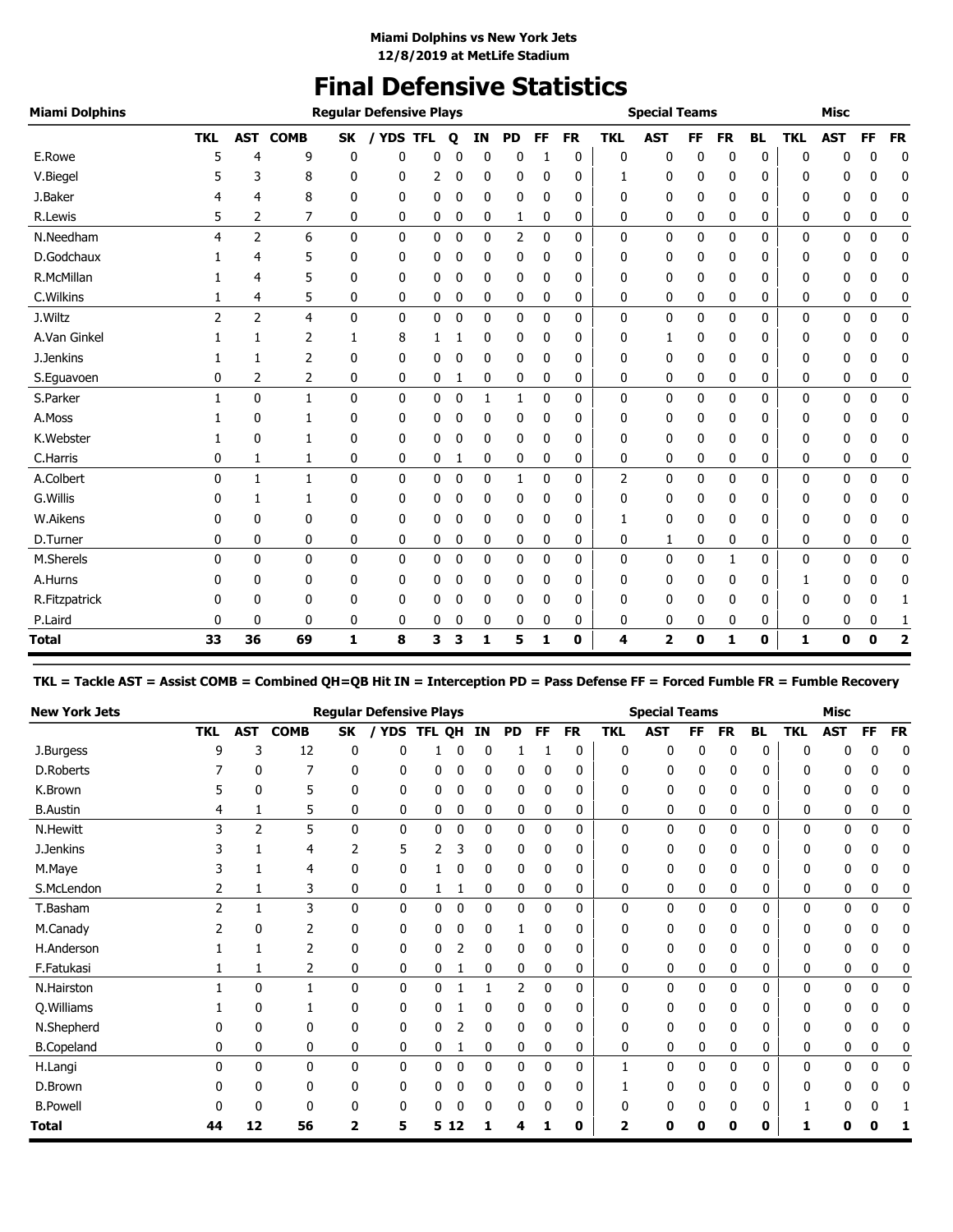**Miami Dolphins vs New York Jets**
**12/8/2019 at MetLife Stadium**

# Final Defensive Statistics

| Miami Dolphins | Regular Defensive Plays | | | | | | | | | | | Special Teams | | | | | | Misc | | | |
|---|---|---|---|---|---|---|---|---|---|---|---|---|---|---|---|---|---|---|---|---|---|
| | TKL | AST | COMB | SK | / YDS | TFL | Q | IN | PD | FF | FR | TKL | AST | FF | FR | BL | TKL | AST | FF | FR |
| E.Rowe | 5 | 4 | 9 | 0 | 0 | 0 | 0 | 0 | 0 | 1 | 0 | 0 | 0 | 0 | 0 | 0 | 0 | 0 | 0 | 0 |
| V.Biegel | 5 | 3 | 8 | 0 | 0 | 2 | 0 | 0 | 0 | 0 | 0 | 1 | 0 | 0 | 0 | 0 | 0 | 0 | 0 | 0 |
| J.Baker | 4 | 4 | 8 | 0 | 0 | 0 | 0 | 0 | 0 | 0 | 0 | 0 | 0 | 0 | 0 | 0 | 0 | 0 | 0 | 0 |
| R.Lewis | 5 | 2 | 7 | 0 | 0 | 0 | 0 | 0 | 1 | 0 | 0 | 0 | 0 | 0 | 0 | 0 | 0 | 0 | 0 | 0 |
| N.Needham | 4 | 2 | 6 | 0 | 0 | 0 | 0 | 0 | 2 | 0 | 0 | 0 | 0 | 0 | 0 | 0 | 0 | 0 | 0 | 0 |
| D.Godchaux | 1 | 4 | 5 | 0 | 0 | 0 | 0 | 0 | 0 | 0 | 0 | 0 | 0 | 0 | 0 | 0 | 0 | 0 | 0 | 0 |
| R.McMillan | 1 | 4 | 5 | 0 | 0 | 0 | 0 | 0 | 0 | 0 | 0 | 0 | 0 | 0 | 0 | 0 | 0 | 0 | 0 | 0 |
| C.Wilkins | 1 | 4 | 5 | 0 | 0 | 0 | 0 | 0 | 0 | 0 | 0 | 0 | 0 | 0 | 0 | 0 | 0 | 0 | 0 | 0 |
| J.Wiltz | 2 | 2 | 4 | 0 | 0 | 0 | 0 | 0 | 0 | 0 | 0 | 0 | 0 | 0 | 0 | 0 | 0 | 0 | 0 | 0 |
| A.Van Ginkel | 1 | 1 | 2 | 1 | 8 | 1 | 1 | 0 | 0 | 0 | 0 | 0 | 1 | 0 | 0 | 0 | 0 | 0 | 0 | 0 |
| J.Jenkins | 1 | 1 | 2 | 0 | 0 | 0 | 0 | 0 | 0 | 0 | 0 | 0 | 0 | 0 | 0 | 0 | 0 | 0 | 0 | 0 |
| S.Eguavoen | 0 | 2 | 2 | 0 | 0 | 0 | 1 | 0 | 0 | 0 | 0 | 0 | 0 | 0 | 0 | 0 | 0 | 0 | 0 | 0 |
| S.Parker | 1 | 0 | 1 | 0 | 0 | 0 | 0 | 1 | 1 | 0 | 0 | 0 | 0 | 0 | 0 | 0 | 0 | 0 | 0 | 0 |
| A.Moss | 1 | 0 | 1 | 0 | 0 | 0 | 0 | 0 | 0 | 0 | 0 | 0 | 0 | 0 | 0 | 0 | 0 | 0 | 0 | 0 |
| K.Webster | 1 | 0 | 1 | 0 | 0 | 0 | 0 | 0 | 0 | 0 | 0 | 0 | 0 | 0 | 0 | 0 | 0 | 0 | 0 | 0 |
| C.Harris | 0 | 1 | 1 | 0 | 0 | 0 | 1 | 0 | 0 | 0 | 0 | 0 | 0 | 0 | 0 | 0 | 0 | 0 | 0 | 0 |
| A.Colbert | 0 | 1 | 1 | 0 | 0 | 0 | 0 | 0 | 1 | 0 | 0 | 2 | 0 | 0 | 0 | 0 | 0 | 0 | 0 | 0 |
| G.Willis | 0 | 1 | 1 | 0 | 0 | 0 | 0 | 0 | 0 | 0 | 0 | 0 | 0 | 0 | 0 | 0 | 0 | 0 | 0 | 0 |
| W.Aikens | 0 | 0 | 0 | 0 | 0 | 0 | 0 | 0 | 0 | 0 | 0 | 1 | 0 | 0 | 0 | 0 | 0 | 0 | 0 | 0 |
| D.Turner | 0 | 0 | 0 | 0 | 0 | 0 | 0 | 0 | 0 | 0 | 0 | 0 | 1 | 0 | 0 | 0 | 0 | 0 | 0 | 0 |
| M.Sherels | 0 | 0 | 0 | 0 | 0 | 0 | 0 | 0 | 0 | 0 | 0 | 0 | 0 | 0 | 1 | 0 | 0 | 0 | 0 | 0 |
| A.Hurns | 0 | 0 | 0 | 0 | 0 | 0 | 0 | 0 | 0 | 0 | 0 | 0 | 0 | 0 | 0 | 0 | 1 | 0 | 0 | 0 |
| R.Fitzpatrick | 0 | 0 | 0 | 0 | 0 | 0 | 0 | 0 | 0 | 0 | 0 | 0 | 0 | 0 | 0 | 0 | 0 | 0 | 0 | 1 |
| P.Laird | 0 | 0 | 0 | 0 | 0 | 0 | 0 | 0 | 0 | 0 | 0 | 0 | 0 | 0 | 0 | 0 | 0 | 0 | 0 | 1 |
| **Total** | **33** | **36** | **69** | **1** | **8** | **3** | **3** | **1** | **5** | **1** | **0** | **4** | **2** | **0** | **1** | **0** | **1** | **0** | **0** | **2** |

**TKL = Tackle AST = Assist COMB = Combined QH=QB Hit IN = Interception PD = Pass Defense FF = Forced Fumble FR = Fumble Recovery**

| New York Jets | Regular Defensive Plays | | | | | | | | | | | Special Teams | | | | | | Misc | | | |
|---|---|---|---|---|---|---|---|---|---|---|---|---|---|---|---|---|---|---|---|---|---|
| | TKL | AST | COMB | SK | / YDS | TFL | QH | IN | PD | FF | FR | TKL | AST | FF | FR | BL | TKL | AST | FF | FR |
| J.Burgess | 9 | 3 | 12 | 0 | 0 | 1 | 0 | 0 | 1 | 1 | 0 | 0 | 0 | 0 | 0 | 0 | 0 | 0 | 0 | 0 |
| D.Roberts | 7 | 0 | 7 | 0 | 0 | 0 | 0 | 0 | 0 | 0 | 0 | 0 | 0 | 0 | 0 | 0 | 0 | 0 | 0 | 0 |
| K.Brown | 5 | 0 | 5 | 0 | 0 | 0 | 0 | 0 | 0 | 0 | 0 | 0 | 0 | 0 | 0 | 0 | 0 | 0 | 0 | 0 |
| B.Austin | 4 | 1 | 5 | 0 | 0 | 0 | 0 | 0 | 0 | 0 | 0 | 0 | 0 | 0 | 0 | 0 | 0 | 0 | 0 | 0 |
| N.Hewitt | 3 | 2 | 5 | 0 | 0 | 0 | 0 | 0 | 0 | 0 | 0 | 0 | 0 | 0 | 0 | 0 | 0 | 0 | 0 | 0 |
| J.Jenkins | 3 | 1 | 4 | 2 | 5 | 2 | 3 | 0 | 0 | 0 | 0 | 0 | 0 | 0 | 0 | 0 | 0 | 0 | 0 | 0 |
| M.Maye | 3 | 1 | 4 | 0 | 0 | 1 | 0 | 0 | 0 | 0 | 0 | 0 | 0 | 0 | 0 | 0 | 0 | 0 | 0 | 0 |
| S.McLendon | 2 | 1 | 3 | 0 | 0 | 1 | 1 | 0 | 0 | 0 | 0 | 0 | 0 | 0 | 0 | 0 | 0 | 0 | 0 | 0 |
| T.Basham | 2 | 1 | 3 | 0 | 0 | 0 | 0 | 0 | 0 | 0 | 0 | 0 | 0 | 0 | 0 | 0 | 0 | 0 | 0 | 0 |
| M.Canady | 2 | 0 | 2 | 0 | 0 | 0 | 0 | 0 | 1 | 0 | 0 | 0 | 0 | 0 | 0 | 0 | 0 | 0 | 0 | 0 |
| H.Anderson | 1 | 1 | 2 | 0 | 0 | 0 | 2 | 0 | 0 | 0 | 0 | 0 | 0 | 0 | 0 | 0 | 0 | 0 | 0 | 0 |
| F.Fatukasi | 1 | 1 | 2 | 0 | 0 | 0 | 1 | 0 | 0 | 0 | 0 | 0 | 0 | 0 | 0 | 0 | 0 | 0 | 0 | 0 |
| N.Hairston | 1 | 0 | 1 | 0 | 0 | 0 | 1 | 1 | 2 | 0 | 0 | 0 | 0 | 0 | 0 | 0 | 0 | 0 | 0 | 0 |
| Q.Williams | 1 | 0 | 1 | 0 | 0 | 0 | 1 | 0 | 0 | 0 | 0 | 0 | 0 | 0 | 0 | 0 | 0 | 0 | 0 | 0 |
| N.Shepherd | 0 | 0 | 0 | 0 | 0 | 0 | 2 | 0 | 0 | 0 | 0 | 0 | 0 | 0 | 0 | 0 | 0 | 0 | 0 | 0 |
| B.Copeland | 0 | 0 | 0 | 0 | 0 | 0 | 1 | 0 | 0 | 0 | 0 | 0 | 0 | 0 | 0 | 0 | 0 | 0 | 0 | 0 |
| H.Langi | 0 | 0 | 0 | 0 | 0 | 0 | 0 | 0 | 0 | 0 | 0 | 1 | 0 | 0 | 0 | 0 | 0 | 0 | 0 | 0 |
| D.Brown | 0 | 0 | 0 | 0 | 0 | 0 | 0 | 0 | 0 | 0 | 0 | 1 | 0 | 0 | 0 | 0 | 0 | 0 | 0 | 0 |
| B.Powell | 0 | 0 | 0 | 0 | 0 | 0 | 0 | 0 | 0 | 0 | 0 | 0 | 0 | 0 | 0 | 0 | 1 | 0 | 0 | 1 |
| **Total** | **44** | **12** | **56** | **2** | **5** | **5** | **12** | **1** | **4** | **1** | **0** | **2** | **0** | **0** | **0** | **0** | **1** | **0** | **0** | **1** |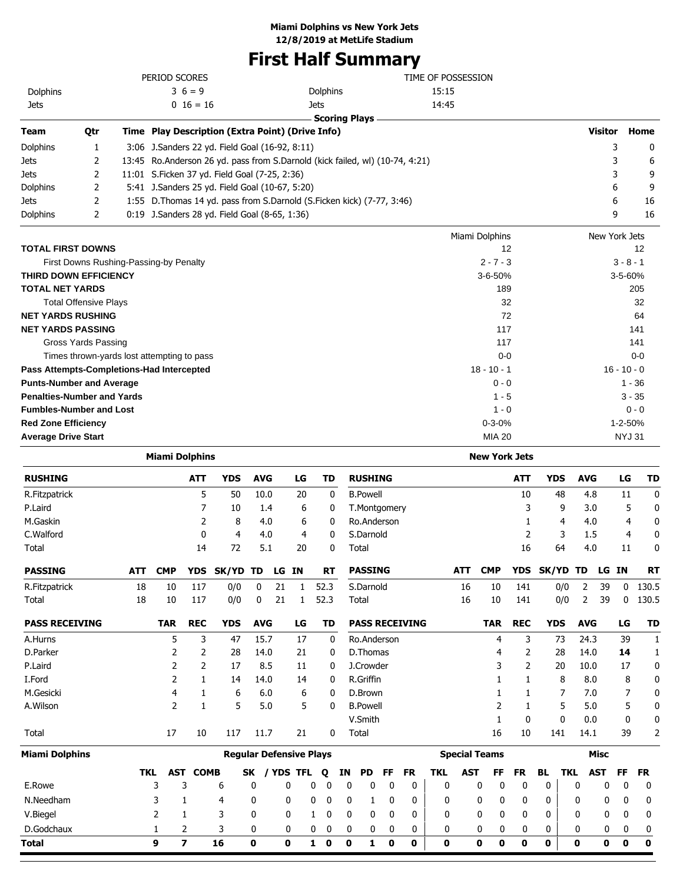**Miami Dolphins vs New York Jets**
**12/8/2019 at MetLife Stadium**

# First Half Summary

| PERIOD SCORES | | TIME OF POSSESSION | |
|---|---|---|---|
| Dolphins | 3 6 = 9 | Dolphins | 15:15 |
| Jets | 0 16 = 16 | Jets | 14:45 |

**Scoring Plays**

| Team | Qtr | Time | Play Description (Extra Point) (Drive Info) | Visitor | Home |
|---|---|---|---|---|---|
| Dolphins | 1 | 3:06 | J.Sanders 22 yd. Field Goal (16-92, 8:11) | 3 | 0 |
| Jets | 2 | 13:45 | Ro.Anderson 26 yd. pass from S.Darnold (kick failed, wl) (10-74, 4:21) | 3 | 6 |
| Jets | 2 | 11:01 | S.Ficken 37 yd. Field Goal (7-25, 2:36) | 3 | 9 |
| Dolphins | 2 | 5:41 | J.Sanders 25 yd. Field Goal (10-67, 5:20) | 6 | 9 |
| Jets | 2 | 1:55 | D.Thomas 14 yd. pass from S.Darnold (S.Ficken kick) (7-77, 3:46) | 6 | 16 |
| Dolphins | 2 | 0:19 | J.Sanders 28 yd. Field Goal (8-65, 1:36) | 9 | 16 |

| | Miami Dolphins | New York Jets |
|---|---|---|
| **TOTAL FIRST DOWNS** | 12 | 12 |
| First Downs Rushing-Passing-by Penalty | 2 - 7 - 3 | 3 - 8 - 1 |
| **THIRD DOWN EFFICIENCY** | 3-6-50% | 3-5-60% |
| **TOTAL NET YARDS** | 189 | 205 |
| Total Offensive Plays | 32 | 32 |
| **NET YARDS RUSHING** | 72 | 64 |
| **NET YARDS PASSING** | 117 | 141 |
| Gross Yards Passing | 117 | 141 |
| Times thrown-yards lost attempting to pass | 0-0 | 0-0 |
| **Pass Attempts-Completions-Had Intercepted** | 18 - 10 - 1 | 16 - 10 - 0 |
| **Punts-Number and Average** | 0 - 0 | 1 - 36 |
| **Penalties-Number and Yards** | 1 - 5 | 3 - 35 |
| **Fumbles-Number and Lost** | 1 - 0 | 0 - 0 |
| **Red Zone Efficiency** | 0-3-0% | 1-2-50% |
| **Average Drive Start** | MIA 20 | NYJ 31 |

## Miami Dolphins

| RUSHING | ATT | YDS | AVG | LG | TD |
|---|---|---|---|---|---|
| R.Fitzpatrick | 5 | 50 | 10.0 | 20 | 0 |
| P.Laird | 7 | 10 | 1.4 | 6 | 0 |
| M.Gaskin | 2 | 8 | 4.0 | 6 | 0 |
| C.Walford | 0 | 4 | 4.0 | 4 | 0 |
| Total | 14 | 72 | 5.1 | 20 | 0 |

| PASSING | ATT | CMP | YDS | SK/YD | TD | LG | IN | RT |
|---|---|---|---|---|---|---|---|---|
| R.Fitzpatrick | 18 | 10 | 117 | 0/0 | 0 | 21 | 1 | 52.3 |
| Total | 18 | 10 | 117 | 0/0 | 0 | 21 | 1 | 52.3 |

| PASS RECEIVING | TAR | REC | YDS | AVG | LG | TD |
|---|---|---|---|---|---|---|
| A.Hurns | 5 | 3 | 47 | 15.7 | 17 | 0 |
| D.Parker | 2 | 2 | 28 | 14.0 | 21 | 0 |
| P.Laird | 2 | 2 | 17 | 8.5 | 11 | 0 |
| I.Ford | 2 | 1 | 14 | 14.0 | 14 | 0 |
| M.Gesicki | 4 | 1 | 6 | 6.0 | 6 | 0 |
| A.Wilson | 2 | 1 | 5 | 5.0 | 5 | 0 |
| Total | 17 | 10 | 117 | 11.7 | 21 | 0 |

## New York Jets

| RUSHING | ATT | YDS | AVG | LG | TD |
|---|---|---|---|---|---|
| B.Powell | 10 | 48 | 4.8 | 11 | 0 |
| T.Montgomery | 3 | 9 | 3.0 | 5 | 0 |
| Ro.Anderson | 1 | 4 | 4.0 | 4 | 0 |
| S.Darnold | 2 | 3 | 1.5 | 4 | 0 |
| Total | 16 | 64 | 4.0 | 11 | 0 |

| PASSING | ATT | CMP | YDS | SK/YD | TD | LG | IN | RT |
|---|---|---|---|---|---|---|---|---|
| S.Darnold | 16 | 10 | 141 | 0/0 | 2 | 39 | 0 | 130.5 |
| Total | 16 | 10 | 141 | 0/0 | 2 | 39 | 0 | 130.5 |

| PASS RECEIVING | TAR | REC | YDS | AVG | LG | TD |
|---|---|---|---|---|---|---|
| Ro.Anderson | 4 | 3 | 73 | 24.3 | 39 | 1 |
| D.Thomas | 4 | 2 | 28 | 14.0 | **14** | 1 |
| J.Crowder | 3 | 2 | 20 | 10.0 | 17 | 0 |
| R.Griffin | 1 | 1 | 8 | 8.0 | 8 | 0 |
| D.Brown | 1 | 1 | 7 | 7.0 | 7 | 0 |
| B.Powell | 2 | 1 | 5 | 5.0 | 5 | 0 |
| V.Smith | 1 | 0 | 0 | 0.0 | 0 | 0 |
| Total | 16 | 10 | 141 | 14.1 | 39 | 2 |

## Miami Dolphins

| | Regular Defensive Plays | | | | | | | | | | | Special Teams | | | | | Misc | | | |
|---|---|---|---|---|---|---|---|---|---|---|---|---|---|---|---|---|---|---|---|---|
| | TKL | AST | COMB | SK | / YDS | TFL | Q | IN | PD | FF | FR | TKL | AST | FF | FR | BL | TKL | AST | FF | FR |
| E.Rowe | 3 | 3 | 6 | 0 | 0 | 0 | 0 | 0 | 0 | 0 | 0 | 0 | 0 | 0 | 0 | 0 | 0 | 0 | 0 | 0 |
| N.Needham | 3 | 1 | 4 | 0 | 0 | 0 | 0 | 0 | 1 | 0 | 0 | 0 | 0 | 0 | 0 | 0 | 0 | 0 | 0 | 0 |
| V.Biegel | 2 | 1 | 3 | 0 | 0 | 1 | 0 | 0 | 0 | 0 | 0 | 0 | 0 | 0 | 0 | 0 | 0 | 0 | 0 | 0 |
| D.Godchaux | 1 | 2 | 3 | 0 | 0 | 0 | 0 | 0 | 0 | 0 | 0 | 0 | 0 | 0 | 0 | 0 | 0 | 0 | 0 | 0 |
| **Total** | **9** | **7** | **16** | **0** | **0** | **1** | **0** | **0** | **1** | **0** | **0** | **0** | **0** | **0** | **0** | **0** | **0** | **0** | **0** | **0** |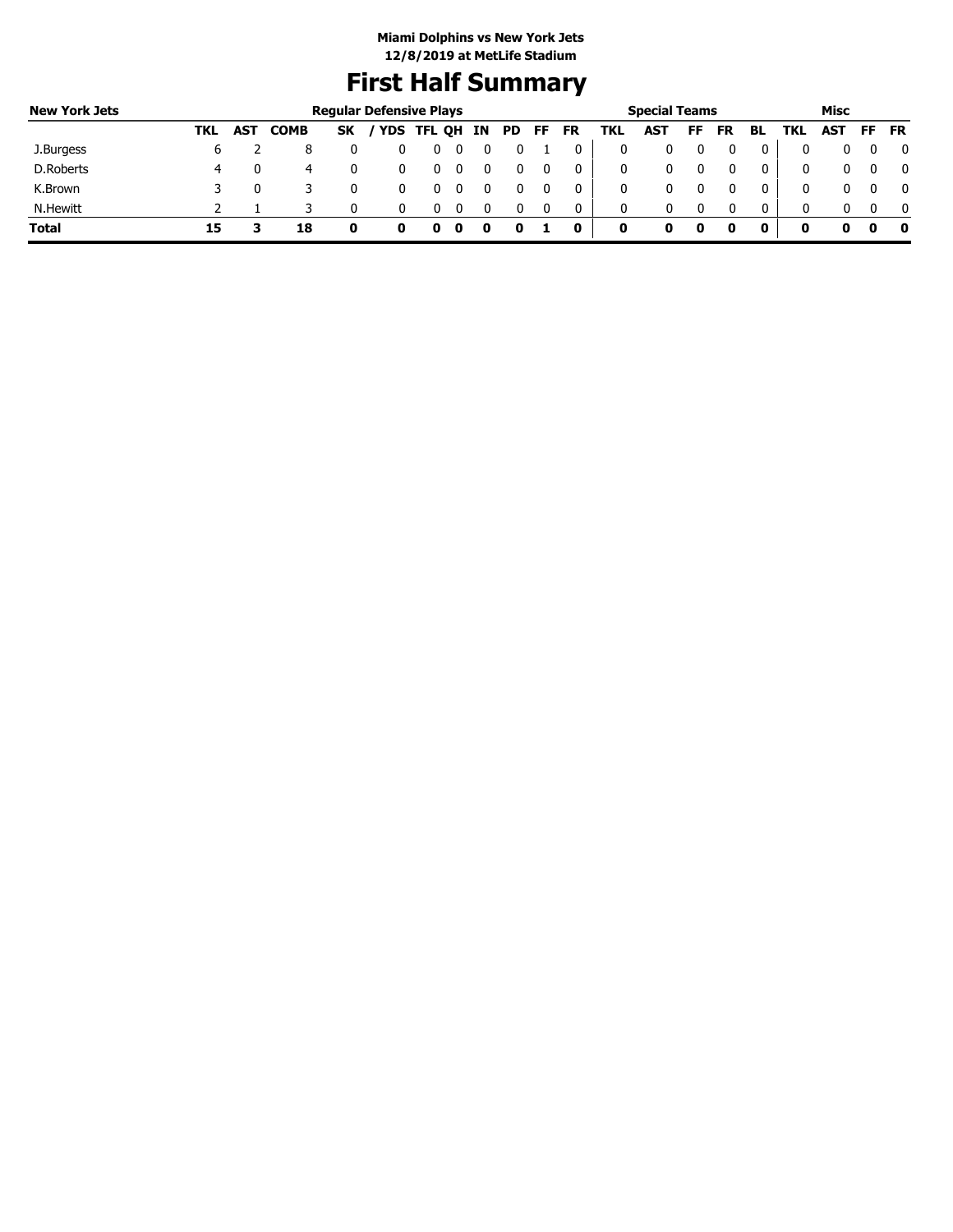Miami Dolphins vs New York Jets
12/8/2019 at MetLife Stadium

# First Half Summary

| New York Jets | Regular Defensive Plays | | | | | | | | | | | Special Teams | | | | | Misc | | | |
|---|---|---|---|---|---|---|---|---|---|---|---|---|---|---|---|---|---|---|---|---|
| | TKL | AST | COMB | SK | / YDS | TFL | QH | IN | PD | FF | FR | TKL | AST | FF | FR | BL | TKL | AST | FF | FR |
| J.Burgess | 6 | 2 | 8 | 0 | 0 | 0 | 0 | 0 | 0 | 1 | 0 | 0 | 0 | 0 | 0 | 0 | 0 | 0 | 0 | 0 |
| D.Roberts | 4 | 0 | 4 | 0 | 0 | 0 | 0 | 0 | 0 | 0 | 0 | 0 | 0 | 0 | 0 | 0 | 0 | 0 | 0 | 0 |
| K.Brown | 3 | 0 | 3 | 0 | 0 | 0 | 0 | 0 | 0 | 0 | 0 | 0 | 0 | 0 | 0 | 0 | 0 | 0 | 0 | 0 |
| N.Hewitt | 2 | 1 | 3 | 0 | 0 | 0 | 0 | 0 | 0 | 0 | 0 | 0 | 0 | 0 | 0 | 0 | 0 | 0 | 0 | 0 |
| **Total** | **15** | **3** | **18** | **0** | **0** | **0** | **0** | **0** | **0** | **1** | **0** | **0** | **0** | **0** | **0** | **0** | **0** | **0** | **0** | **0** |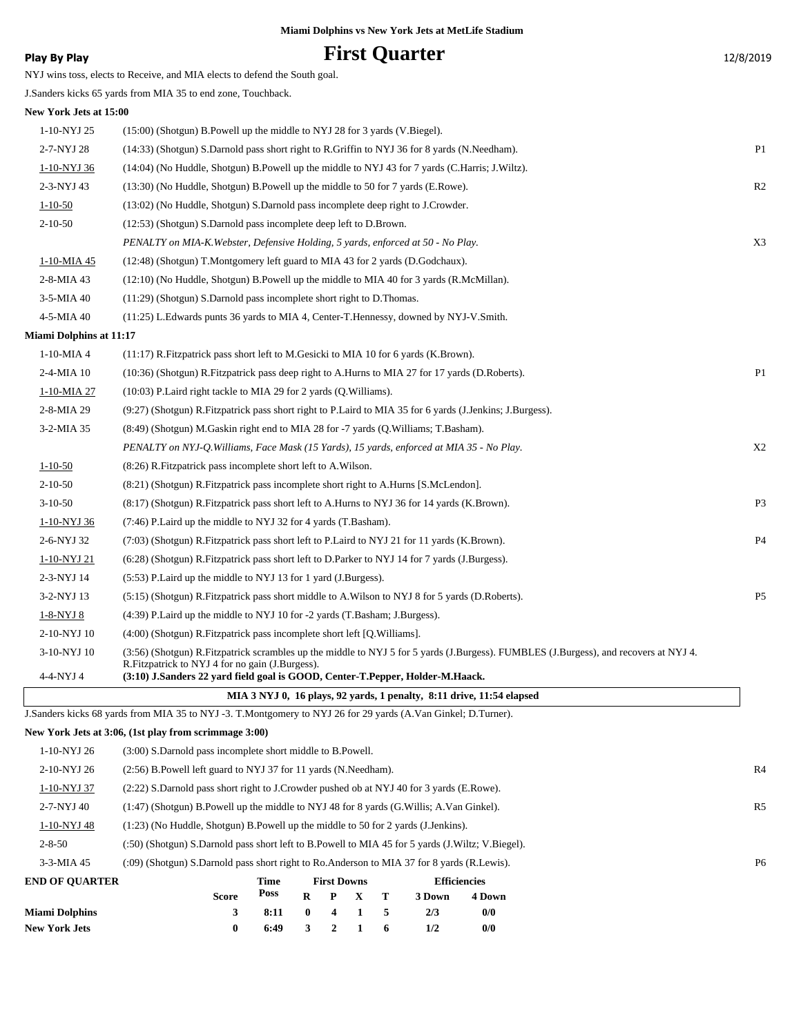**Miami Dolphins vs New York Jets at MetLife Stadium**

**Play By Play** — **First Quarter** — 12/8/2019

NYJ wins toss, elects to Receive, and MIA elects to defend the South goal.

J.Sanders kicks 65 yards from MIA 35 to end zone, Touchback.

**New York Jets at 15:00**

| Down | Play | |
|---|---|---|
| 1-10-NYJ 25 | (15:00) (Shotgun) B.Powell up the middle to NYJ 28 for 3 yards (V.Biegel). | |
| 2-7-NYJ 28 | (14:33) (Shotgun) S.Darnold pass short right to R.Griffin to NYJ 36 for 8 yards (N.Needham). | P1 |
| 1-10-NYJ 36 | (14:04) (No Huddle, Shotgun) B.Powell up the middle to NYJ 43 for 7 yards (C.Harris; J.Wiltz). | |
| 2-3-NYJ 43 | (13:30) (No Huddle, Shotgun) B.Powell up the middle to 50 for 7 yards (E.Rowe). | R2 |
| 1-10-50 | (13:02) (No Huddle, Shotgun) S.Darnold pass incomplete deep right to J.Crowder. | |
| 2-10-50 | (12:53) (Shotgun) S.Darnold pass incomplete deep left to D.Brown. | |
| | *PENALTY on MIA-K.Webster, Defensive Holding, 5 yards, enforced at 50 - No Play.* | X3 |
| 1-10-MIA 45 | (12:48) (Shotgun) T.Montgomery left guard to MIA 43 for 2 yards (D.Godchaux). | |
| 2-8-MIA 43 | (12:10) (No Huddle, Shotgun) B.Powell up the middle to MIA 40 for 3 yards (R.McMillan). | |
| 3-5-MIA 40 | (11:29) (Shotgun) S.Darnold pass incomplete short right to D.Thomas. | |
| 4-5-MIA 40 | (11:25) L.Edwards punts 36 yards to MIA 4, Center-T.Hennessy, downed by NYJ-V.Smith. | |

**Miami Dolphins at 11:17**

| Down | Play | |
|---|---|---|
| 1-10-MIA 4 | (11:17) R.Fitzpatrick pass short left to M.Gesicki to MIA 10 for 6 yards (K.Brown). | |
| 2-4-MIA 10 | (10:36) (Shotgun) R.Fitzpatrick pass deep right to A.Hurns to MIA 27 for 17 yards (D.Roberts). | P1 |
| 1-10-MIA 27 | (10:03) P.Laird right tackle to MIA 29 for 2 yards (Q.Williams). | |
| 2-8-MIA 29 | (9:27) (Shotgun) R.Fitzpatrick pass short right to P.Laird to MIA 35 for 6 yards (J.Jenkins; J.Burgess). | |
| 3-2-MIA 35 | (8:49) (Shotgun) M.Gaskin right end to MIA 28 for -7 yards (Q.Williams; T.Basham). | |
| | *PENALTY on NYJ-Q.Williams, Face Mask (15 Yards), 15 yards, enforced at MIA 35 - No Play.* | X2 |
| 1-10-50 | (8:26) R.Fitzpatrick pass incomplete short left to A.Wilson. | |
| 2-10-50 | (8:21) (Shotgun) R.Fitzpatrick pass incomplete short right to A.Hurns [S.McLendon]. | |
| 3-10-50 | (8:17) (Shotgun) R.Fitzpatrick pass short left to A.Hurns to NYJ 36 for 14 yards (K.Brown). | P3 |
| 1-10-NYJ 36 | (7:46) P.Laird up the middle to NYJ 32 for 4 yards (T.Basham). | |
| 2-6-NYJ 32 | (7:03) (Shotgun) R.Fitzpatrick pass short left to P.Laird to NYJ 21 for 11 yards (K.Brown). | P4 |
| 1-10-NYJ 21 | (6:28) (Shotgun) R.Fitzpatrick pass short left to D.Parker to NYJ 14 for 7 yards (J.Burgess). | |
| 2-3-NYJ 14 | (5:53) P.Laird up the middle to NYJ 13 for 1 yard (J.Burgess). | |
| 3-2-NYJ 13 | (5:15) (Shotgun) R.Fitzpatrick pass short middle to A.Wilson to NYJ 8 for 5 yards (D.Roberts). | P5 |
| 1-8-NYJ 8 | (4:39) P.Laird up the middle to NYJ 10 for -2 yards (T.Basham; J.Burgess). | |
| 2-10-NYJ 10 | (4:00) (Shotgun) R.Fitzpatrick pass incomplete short left [Q.Williams]. | |
| 3-10-NYJ 10 | (3:56) (Shotgun) R.Fitzpatrick scrambles up the middle to NYJ 5 for 5 yards (J.Burgess). FUMBLES (J.Burgess), and recovers at NYJ 4. R.Fitzpatrick to NYJ 4 for no gain (J.Burgess). | |
| 4-4-NYJ 4 | **(3:10) J.Sanders 22 yard field goal is GOOD, Center-T.Pepper, Holder-M.Haack.** | |

**MIA 3 NYJ 0, 16 plays, 92 yards, 1 penalty, 8:11 drive, 11:54 elapsed**

J.Sanders kicks 68 yards from MIA 35 to NYJ -3. T.Montgomery to NYJ 26 for 29 yards (A.Van Ginkel; D.Turner).

**New York Jets at 3:06, (1st play from scrimmage 3:00)**

| Down | Play | |
|---|---|---|
| 1-10-NYJ 26 | (3:00) S.Darnold pass incomplete short middle to B.Powell. | |
| 2-10-NYJ 26 | (2:56) B.Powell left guard to NYJ 37 for 11 yards (N.Needham). | R4 |
| 1-10-NYJ 37 | (2:22) S.Darnold pass short right to J.Crowder pushed ob at NYJ 40 for 3 yards (E.Rowe). | |
| 2-7-NYJ 40 | (1:47) (Shotgun) B.Powell up the middle to NYJ 48 for 8 yards (G.Willis; A.Van Ginkel). | R5 |
| 1-10-NYJ 48 | (1:23) (No Huddle, Shotgun) B.Powell up the middle to 50 for 2 yards (J.Jenkins). | |
| 2-8-50 | (:50) (Shotgun) S.Darnold pass short left to B.Powell to MIA 45 for 5 yards (J.Wiltz; V.Biegel). | |
| 3-3-MIA 45 | (:09) (Shotgun) S.Darnold pass short right to Ro.Anderson to MIA 37 for 8 yards (R.Lewis). | P6 |

| END OF QUARTER | Score | Time Poss | First Downs R | P | X | T | Efficiencies 3 Down | 4 Down |
|---|---|---|---|---|---|---|---|---|
| Miami Dolphins | 3 | 8:11 | 0 | 4 | 1 | 5 | 2/3 | 0/0 |
| New York Jets | 0 | 6:49 | 3 | 2 | 1 | 6 | 1/2 | 0/0 |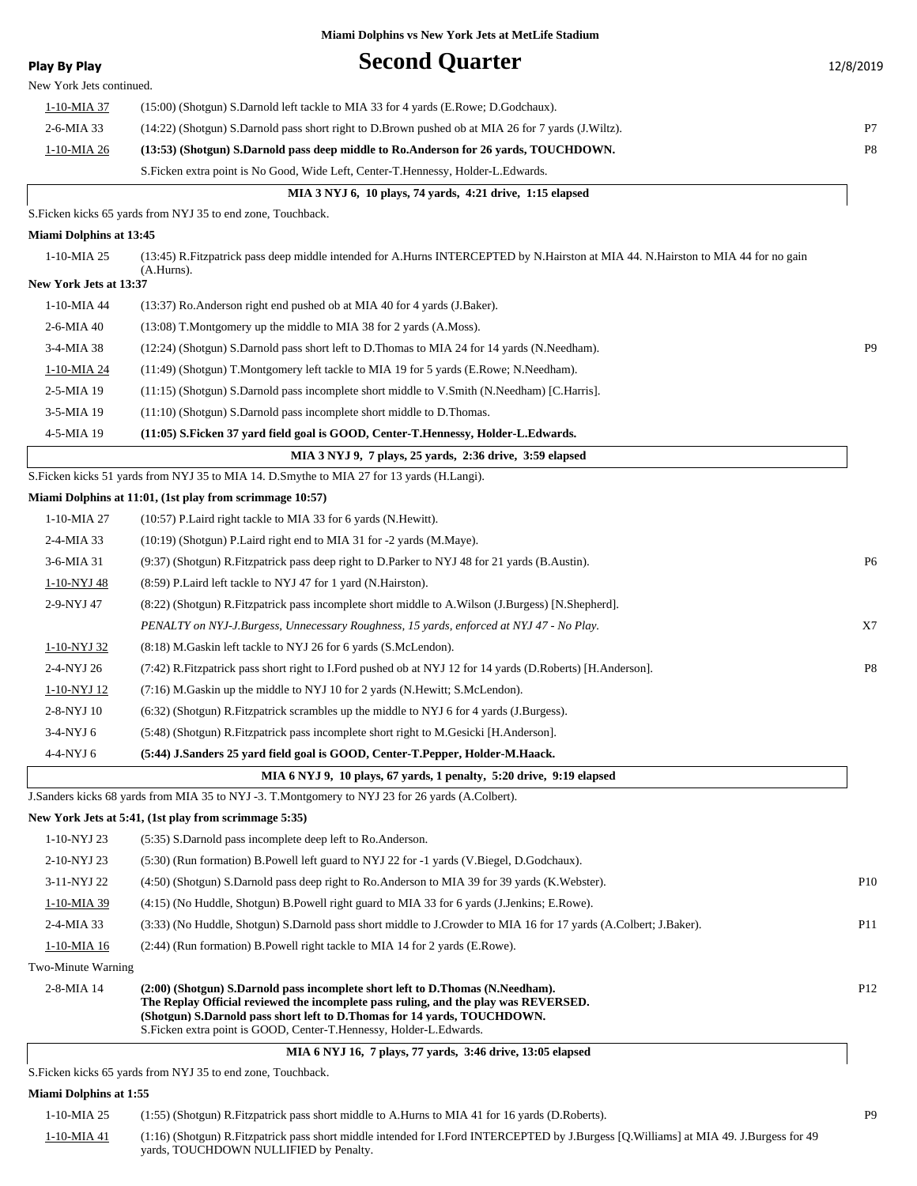Miami Dolphins vs New York Jets at MetLife Stadium

**Play By Play**

# Second Quarter

12/8/2019

New York Jets continued.

| | | |
|---|---|---|
| 1-10-MIA 37 | (15:00) (Shotgun) S.Darnold left tackle to MIA 33 for 4 yards (E.Rowe; D.Godchaux). | |
| 2-6-MIA 33 | (14:22) (Shotgun) S.Darnold pass short right to D.Brown pushed ob at MIA 26 for 7 yards (J.Wiltz). | P7 |
| 1-10-MIA 26 | **(13:53) (Shotgun) S.Darnold pass deep middle to Ro.Anderson for 26 yards, TOUCHDOWN.** | P8 |
| | S.Ficken extra point is No Good, Wide Left, Center-T.Hennessy, Holder-L.Edwards. | |

**MIA 3 NYJ 6, 10 plays, 74 yards, 4:21 drive, 1:15 elapsed**

S.Ficken kicks 65 yards from NYJ 35 to end zone, Touchback.

**Miami Dolphins at 13:45**

| | | |
|---|---|---|
| 1-10-MIA 25 | (13:45) R.Fitzpatrick pass deep middle intended for A.Hurns INTERCEPTED by N.Hairston at MIA 44. N.Hairston to MIA 44 for no gain (A.Hurns). | |

**New York Jets at 13:37**

| | | |
|---|---|---|
| 1-10-MIA 44 | (13:37) Ro.Anderson right end pushed ob at MIA 40 for 4 yards (J.Baker). | |
| 2-6-MIA 40 | (13:08) T.Montgomery up the middle to MIA 38 for 2 yards (A.Moss). | |
| 3-4-MIA 38 | (12:24) (Shotgun) S.Darnold pass short left to D.Thomas to MIA 24 for 14 yards (N.Needham). | P9 |
| 1-10-MIA 24 | (11:49) (Shotgun) T.Montgomery left tackle to MIA 19 for 5 yards (E.Rowe; N.Needham). | |
| 2-5-MIA 19 | (11:15) (Shotgun) S.Darnold pass incomplete short middle to V.Smith (N.Needham) [C.Harris]. | |
| 3-5-MIA 19 | (11:10) (Shotgun) S.Darnold pass incomplete short middle to D.Thomas. | |
| 4-5-MIA 19 | **(11:05) S.Ficken 37 yard field goal is GOOD, Center-T.Hennessy, Holder-L.Edwards.** | |

**MIA 3 NYJ 9, 7 plays, 25 yards, 2:36 drive, 3:59 elapsed**

S.Ficken kicks 51 yards from NYJ 35 to MIA 14. D.Smythe to MIA 27 for 13 yards (H.Langi).

**Miami Dolphins at 11:01, (1st play from scrimmage 10:57)**

| | | |
|---|---|---|
| 1-10-MIA 27 | (10:57) P.Laird right tackle to MIA 33 for 6 yards (N.Hewitt). | |
| 2-4-MIA 33 | (10:19) (Shotgun) P.Laird right end to MIA 31 for -2 yards (M.Maye). | |
| 3-6-MIA 31 | (9:37) (Shotgun) R.Fitzpatrick pass deep right to D.Parker to NYJ 48 for 21 yards (B.Austin). | P6 |
| 1-10-NYJ 48 | (8:59) P.Laird left tackle to NYJ 47 for 1 yard (N.Hairston). | |
| 2-9-NYJ 47 | (8:22) (Shotgun) R.Fitzpatrick pass incomplete short middle to A.Wilson (J.Burgess) [N.Shepherd]. | |
| | *PENALTY on NYJ-J.Burgess, Unnecessary Roughness, 15 yards, enforced at NYJ 47 - No Play.* | X7 |
| 1-10-NYJ 32 | (8:18) M.Gaskin left tackle to NYJ 26 for 6 yards (S.McLendon). | |
| 2-4-NYJ 26 | (7:42) R.Fitzpatrick pass short right to I.Ford pushed ob at NYJ 12 for 14 yards (D.Roberts) [H.Anderson]. | P8 |
| 1-10-NYJ 12 | (7:16) M.Gaskin up the middle to NYJ 10 for 2 yards (N.Hewitt; S.McLendon). | |
| 2-8-NYJ 10 | (6:32) (Shotgun) R.Fitzpatrick scrambles up the middle to NYJ 6 for 4 yards (J.Burgess). | |
| 3-4-NYJ 6 | (5:48) (Shotgun) R.Fitzpatrick pass incomplete short right to M.Gesicki [H.Anderson]. | |
| 4-4-NYJ 6 | **(5:44) J.Sanders 25 yard field goal is GOOD, Center-T.Pepper, Holder-M.Haack.** | |

**MIA 6 NYJ 9, 10 plays, 67 yards, 1 penalty, 5:20 drive, 9:19 elapsed**

J.Sanders kicks 68 yards from MIA 35 to NYJ -3. T.Montgomery to NYJ 23 for 26 yards (A.Colbert).

**New York Jets at 5:41, (1st play from scrimmage 5:35)**

| | | |
|---|---|---|
| 1-10-NYJ 23 | (5:35) S.Darnold pass incomplete deep left to Ro.Anderson. | |
| 2-10-NYJ 23 | (5:30) (Run formation) B.Powell left guard to NYJ 22 for -1 yards (V.Biegel, D.Godchaux). | |
| 3-11-NYJ 22 | (4:50) (Shotgun) S.Darnold pass deep right to Ro.Anderson to MIA 39 for 39 yards (K.Webster). | P10 |
| 1-10-MIA 39 | (4:15) (No Huddle, Shotgun) B.Powell right guard to MIA 33 for 6 yards (J.Jenkins; E.Rowe). | |
| 2-4-MIA 33 | (3:33) (No Huddle, Shotgun) S.Darnold pass short middle to J.Crowder to MIA 16 for 17 yards (A.Colbert; J.Baker). | P11 |
| 1-10-MIA 16 | (2:44) (Run formation) B.Powell right tackle to MIA 14 for 2 yards (E.Rowe). | |
| Two-Minute Warning | | |
| 2-8-MIA 14 | **(2:00) (Shotgun) S.Darnold pass incomplete short left to D.Thomas (N.Needham). The Replay Official reviewed the incomplete pass ruling, and the play was REVERSED. (Shotgun) S.Darnold pass short left to D.Thomas for 14 yards, TOUCHDOWN.** S.Ficken extra point is GOOD, Center-T.Hennessy, Holder-L.Edwards. | P12 |

**MIA 6 NYJ 16, 7 plays, 77 yards, 3:46 drive, 13:05 elapsed**

S.Ficken kicks 65 yards from NYJ 35 to end zone, Touchback.

**Miami Dolphins at 1:55**

| | | |
|---|---|---|
| 1-10-MIA 25 | (1:55) (Shotgun) R.Fitzpatrick pass short middle to A.Hurns to MIA 41 for 16 yards (D.Roberts). | P9 |
| 1-10-MIA 41 | (1:16) (Shotgun) R.Fitzpatrick pass short middle intended for I.Ford INTERCEPTED by J.Burgess [Q.Williams] at MIA 49. J.Burgess for 49 yards, TOUCHDOWN NULLIFIED by Penalty. | |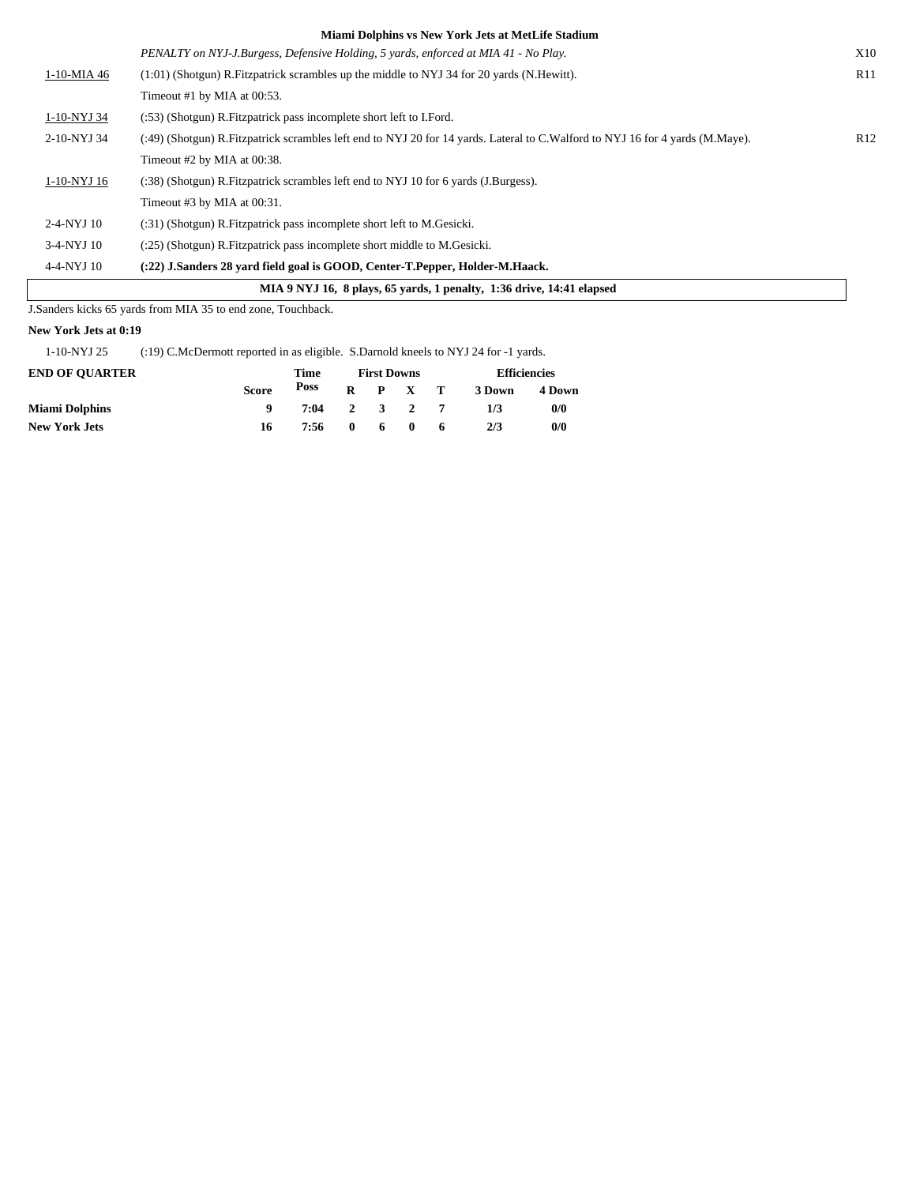**Miami Dolphins vs New York Jets at MetLife Stadium**

| | | |
|---|---|---|
| | *PENALTY on NYJ-J.Burgess, Defensive Holding, 5 yards, enforced at MIA 41 - No Play.* | X10 |
| 1-10-MIA 46 | (1:01) (Shotgun) R.Fitzpatrick scrambles up the middle to NYJ 34 for 20 yards (N.Hewitt). | R11 |
| | Timeout #1 by MIA at 00:53. | |
| 1-10-NYJ 34 | (:53) (Shotgun) R.Fitzpatrick pass incomplete short left to I.Ford. | |
| 2-10-NYJ 34 | (:49) (Shotgun) R.Fitzpatrick scrambles left end to NYJ 20 for 14 yards. Lateral to C.Walford to NYJ 16 for 4 yards (M.Maye). | R12 |
| | Timeout #2 by MIA at 00:38. | |
| 1-10-NYJ 16 | (:38) (Shotgun) R.Fitzpatrick scrambles left end to NYJ 10 for 6 yards (J.Burgess). | |
| | Timeout #3 by MIA at 00:31. | |
| 2-4-NYJ 10 | (:31) (Shotgun) R.Fitzpatrick pass incomplete short left to M.Gesicki. | |
| 3-4-NYJ 10 | (:25) (Shotgun) R.Fitzpatrick pass incomplete short middle to M.Gesicki. | |
| 4-4-NYJ 10 | **(:22) J.Sanders 28 yard field goal is GOOD, Center-T.Pepper, Holder-M.Haack.** | |

**MIA 9 NYJ 16, 8 plays, 65 yards, 1 penalty, 1:36 drive, 14:41 elapsed**

J.Sanders kicks 65 yards from MIA 35 to end zone, Touchback.

**New York Jets at 0:19**

| | |
|---|---|
| 1-10-NYJ 25 | (:19) C.McDermott reported in as eligible. S.Darnold kneels to NYJ 24 for -1 yards. |

| END OF QUARTER | Score | Time Poss | First Downs R | P | X | T | Efficiencies 3 Down | 4 Down |
|---|---|---|---|---|---|---|---|---|
| **Miami Dolphins** | **9** | **7:04** | **2** | **3** | **2** | **7** | **1/3** | **0/0** |
| **New York Jets** | **16** | **7:56** | **0** | **6** | **0** | **6** | **2/3** | **0/0** |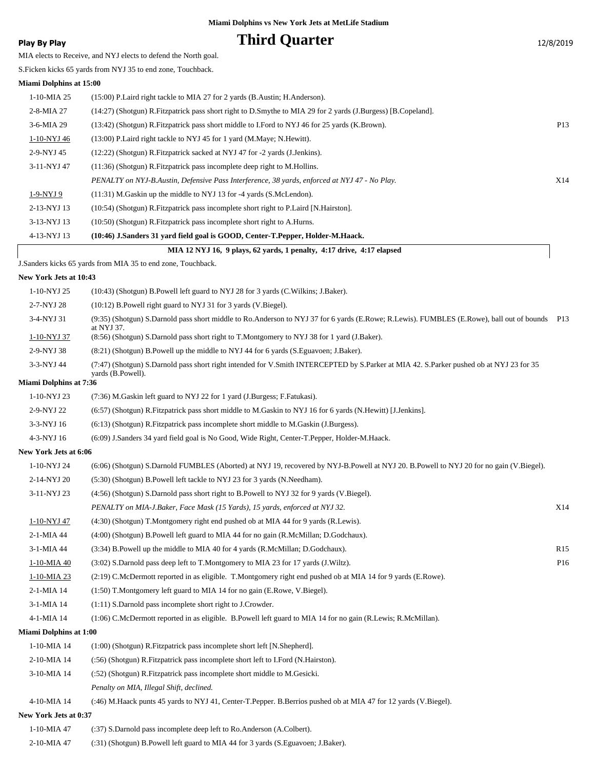Miami Dolphins vs New York Jets at MetLife Stadium

**Play By Play**

# Third Quarter

12/8/2019

MIA elects to Receive, and NYJ elects to defend the North goal.

S.Ficken kicks 65 yards from NYJ 35 to end zone, Touchback.

**Miami Dolphins at 15:00**

| | | |
|---|---|---|
| 1-10-MIA 25 | (15:00) P.Laird right tackle to MIA 27 for 2 yards (B.Austin; H.Anderson). | |
| 2-8-MIA 27 | (14:27) (Shotgun) R.Fitzpatrick pass short right to D.Smythe to MIA 29 for 2 yards (J.Burgess) [B.Copeland]. | |
| 3-6-MIA 29 | (13:42) (Shotgun) R.Fitzpatrick pass short middle to I.Ford to NYJ 46 for 25 yards (K.Brown). | P13 |
| 1-10-NYJ 46 | (13:00) P.Laird right tackle to NYJ 45 for 1 yard (M.Maye; N.Hewitt). | |
| 2-9-NYJ 45 | (12:22) (Shotgun) R.Fitzpatrick sacked at NYJ 47 for -2 yards (J.Jenkins). | |
| 3-11-NYJ 47 | (11:36) (Shotgun) R.Fitzpatrick pass incomplete deep right to M.Hollins. | |
| | *PENALTY on NYJ-B.Austin, Defensive Pass Interference, 38 yards, enforced at NYJ 47 - No Play.* | X14 |
| 1-9-NYJ 9 | (11:31) M.Gaskin up the middle to NYJ 13 for -4 yards (S.McLendon). | |
| 2-13-NYJ 13 | (10:54) (Shotgun) R.Fitzpatrick pass incomplete short right to P.Laird [N.Hairston]. | |
| 3-13-NYJ 13 | (10:50) (Shotgun) R.Fitzpatrick pass incomplete short right to A.Hurns. | |
| 4-13-NYJ 13 | **(10:46) J.Sanders 31 yard field goal is GOOD, Center-T.Pepper, Holder-M.Haack.** | |

**MIA 12 NYJ 16, 9 plays, 62 yards, 1 penalty, 4:17 drive, 4:17 elapsed**

J.Sanders kicks 65 yards from MIA 35 to end zone, Touchback.

**New York Jets at 10:43**

| | | |
|---|---|---|
| 1-10-NYJ 25 | (10:43) (Shotgun) B.Powell left guard to NYJ 28 for 3 yards (C.Wilkins; J.Baker). | |
| 2-7-NYJ 28 | (10:12) B.Powell right guard to NYJ 31 for 3 yards (V.Biegel). | |
| 3-4-NYJ 31 | (9:35) (Shotgun) S.Darnold pass short middle to Ro.Anderson to NYJ 37 for 6 yards (E.Rowe; R.Lewis). FUMBLES (E.Rowe), ball out of bounds at NYJ 37. | P13 |
| 1-10-NYJ 37 | (8:56) (Shotgun) S.Darnold pass short right to T.Montgomery to NYJ 38 for 1 yard (J.Baker). | |
| 2-9-NYJ 38 | (8:21) (Shotgun) B.Powell up the middle to NYJ 44 for 6 yards (S.Eguavoen; J.Baker). | |
| 3-3-NYJ 44 | (7:47) (Shotgun) S.Darnold pass short right intended for V.Smith INTERCEPTED by S.Parker at MIA 42. S.Parker pushed ob at NYJ 23 for 35 yards (B.Powell). | |

**Miami Dolphins at 7:36**

| | | |
|---|---|---|
| 1-10-NYJ 23 | (7:36) M.Gaskin left guard to NYJ 22 for 1 yard (J.Burgess; F.Fatukasi). | |
| 2-9-NYJ 22 | (6:57) (Shotgun) R.Fitzpatrick pass short middle to M.Gaskin to NYJ 16 for 6 yards (N.Hewitt) [J.Jenkins]. | |
| 3-3-NYJ 16 | (6:13) (Shotgun) R.Fitzpatrick pass incomplete short middle to M.Gaskin (J.Burgess). | |
| 4-3-NYJ 16 | (6:09) J.Sanders 34 yard field goal is No Good, Wide Right, Center-T.Pepper, Holder-M.Haack. | |

**New York Jets at 6:06**

| | | |
|---|---|---|
| 1-10-NYJ 24 | (6:06) (Shotgun) S.Darnold FUMBLES (Aborted) at NYJ 19, recovered by NYJ-B.Powell at NYJ 20. B.Powell to NYJ 20 for no gain (V.Biegel). | |
| 2-14-NYJ 20 | (5:30) (Shotgun) B.Powell left tackle to NYJ 23 for 3 yards (N.Needham). | |
| 3-11-NYJ 23 | (4:56) (Shotgun) S.Darnold pass short right to B.Powell to NYJ 32 for 9 yards (V.Biegel). | |
| | *PENALTY on MIA-J.Baker, Face Mask (15 Yards), 15 yards, enforced at NYJ 32.* | X14 |
| 1-10-NYJ 47 | (4:30) (Shotgun) T.Montgomery right end pushed ob at MIA 44 for 9 yards (R.Lewis). | |
| 2-1-MIA 44 | (4:00) (Shotgun) B.Powell left guard to MIA 44 for no gain (R.McMillan; D.Godchaux). | |
| 3-1-MIA 44 | (3:34) B.Powell up the middle to MIA 40 for 4 yards (R.McMillan; D.Godchaux). | R15 |
| 1-10-MIA 40 | (3:02) S.Darnold pass deep left to T.Montgomery to MIA 23 for 17 yards (J.Wiltz). | P16 |
| 1-10-MIA 23 | (2:19) C.McDermott reported in as eligible. T.Montgomery right end pushed ob at MIA 14 for 9 yards (E.Rowe). | |
| 2-1-MIA 14 | (1:50) T.Montgomery left guard to MIA 14 for no gain (E.Rowe, V.Biegel). | |
| 3-1-MIA 14 | (1:11) S.Darnold pass incomplete short right to J.Crowder. | |
| 4-1-MIA 14 | (1:06) C.McDermott reported in as eligible. B.Powell left guard to MIA 14 for no gain (R.Lewis; R.McMillan). | |

**Miami Dolphins at 1:00**

| | | |
|---|---|---|
| 1-10-MIA 14 | (1:00) (Shotgun) R.Fitzpatrick pass incomplete short left [N.Shepherd]. | |
| 2-10-MIA 14 | (:56) (Shotgun) R.Fitzpatrick pass incomplete short left to I.Ford (N.Hairston). | |
| 3-10-MIA 14 | (:52) (Shotgun) R.Fitzpatrick pass incomplete short middle to M.Gesicki. | |
| | *Penalty on MIA, Illegal Shift, declined.* | |
| 4-10-MIA 14 | (:46) M.Haack punts 45 yards to NYJ 41, Center-T.Pepper. B.Berrios pushed ob at MIA 47 for 12 yards (V.Biegel). | |

**New York Jets at 0:37**

| | | |
|---|---|---|
| 1-10-MIA 47 | (:37) S.Darnold pass incomplete deep left to Ro.Anderson (A.Colbert). | |
| 2-10-MIA 47 | (:31) (Shotgun) B.Powell left guard to MIA 44 for 3 yards (S.Eguavoen; J.Baker). | |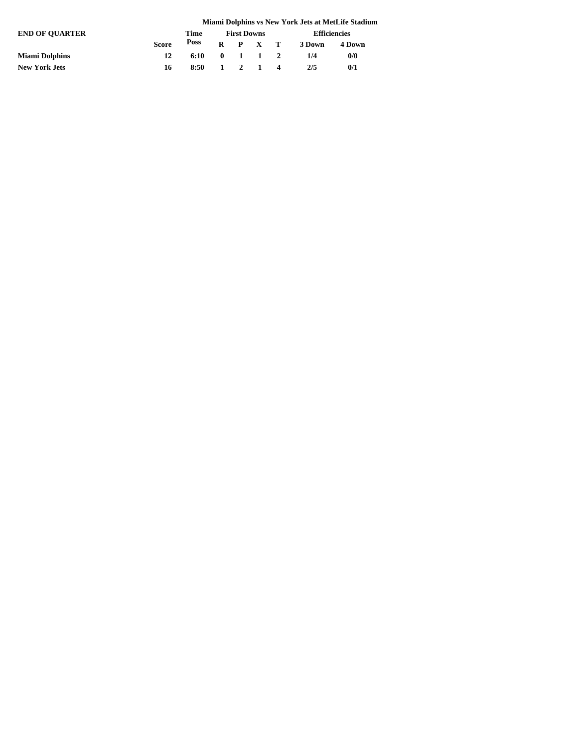**Miami Dolphins vs New York Jets at MetLife Stadium**

**END OF QUARTER**

| | Score | Time Poss | First Downs | | | | Efficiencies | |
|---|---|---|---|---|---|---|---|---|
| | | | R | P | X | T | 3 Down | 4 Down |
| **Miami Dolphins** | 12 | 6:10 | 0 | 1 | 1 | 2 | 1/4 | 0/0 |
| **New York Jets** | 16 | 8:50 | 1 | 2 | 1 | 4 | 2/5 | 0/1 |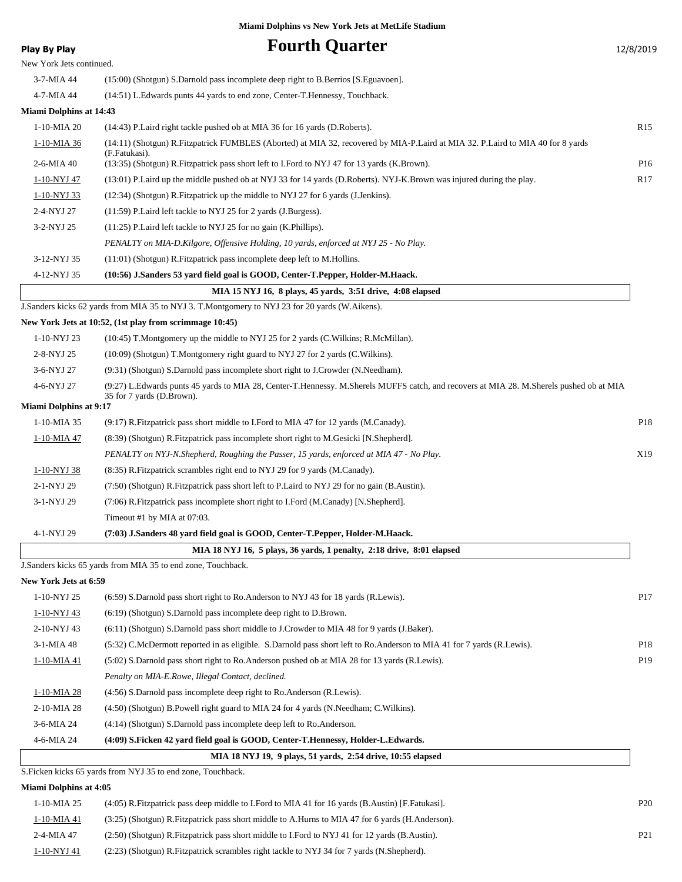Miami Dolphins vs New York Jets at MetLife Stadium

# Fourth Quarter

Play By Play — 12/8/2019

New York Jets continued.

| Down | Play | |
|---|---|---|
| 3-7-MIA 44 | (15:00) (Shotgun) S.Darnold pass incomplete deep right to B.Berrios [S.Eguavoen]. | |
| 4-7-MIA 44 | (14:51) L.Edwards punts 44 yards to end zone, Center-T.Hennessy, Touchback. | |

**Miami Dolphins at 14:43**

| Down | Play | |
|---|---|---|
| 1-10-MIA 20 | (14:43) P.Laird right tackle pushed ob at MIA 36 for 16 yards (D.Roberts). | R15 |
| 1-10-MIA 36 | (14:11) (Shotgun) R.Fitzpatrick FUMBLES (Aborted) at MIA 32, recovered by MIA-P.Laird at MIA 32. P.Laird to MIA 40 for 8 yards (F.Fatukasi). | |
| 2-6-MIA 40 | (13:35) (Shotgun) R.Fitzpatrick pass short left to I.Ford to NYJ 47 for 13 yards (K.Brown). | P16 |
| 1-10-NYJ 47 | (13:01) P.Laird up the middle pushed ob at NYJ 33 for 14 yards (D.Roberts). NYJ-K.Brown was injured during the play. | R17 |
| 1-10-NYJ 33 | (12:34) (Shotgun) R.Fitzpatrick up the middle to NYJ 27 for 6 yards (J.Jenkins). | |
| 2-4-NYJ 27 | (11:59) P.Laird left tackle to NYJ 25 for 2 yards (J.Burgess). | |
| 3-2-NYJ 25 | (11:25) P.Laird left tackle to NYJ 25 for no gain (K.Phillips). | |
| | *PENALTY on MIA-D.Kilgore, Offensive Holding, 10 yards, enforced at NYJ 25 - No Play.* | |
| 3-12-NYJ 35 | (11:01) (Shotgun) R.Fitzpatrick pass incomplete deep left to M.Hollins. | |
| 4-12-NYJ 35 | **(10:56) J.Sanders 53 yard field goal is GOOD, Center-T.Pepper, Holder-M.Haack.** | |

**MIA 15 NYJ 16, 8 plays, 45 yards, 3:51 drive, 4:08 elapsed**

J.Sanders kicks 62 yards from MIA 35 to NYJ 3. T.Montgomery to NYJ 23 for 20 yards (W.Aikens).

**New York Jets at 10:52, (1st play from scrimmage 10:45)**

| Down | Play | |
|---|---|---|
| 1-10-NYJ 23 | (10:45) T.Montgomery up the middle to NYJ 25 for 2 yards (C.Wilkins; R.McMillan). | |
| 2-8-NYJ 25 | (10:09) (Shotgun) T.Montgomery right guard to NYJ 27 for 2 yards (C.Wilkins). | |
| 3-6-NYJ 27 | (9:31) (Shotgun) S.Darnold pass incomplete short right to J.Crowder (N.Needham). | |
| 4-6-NYJ 27 | (9:27) L.Edwards punts 45 yards to MIA 28, Center-T.Hennessy. M.Sherels MUFFS catch, and recovers at MIA 28. M.Sherels pushed ob at MIA 35 for 7 yards (D.Brown). | |

**Miami Dolphins at 9:17**

| Down | Play | |
|---|---|---|
| 1-10-MIA 35 | (9:17) R.Fitzpatrick pass short middle to I.Ford to MIA 47 for 12 yards (M.Canady). | P18 |
| 1-10-MIA 47 | (8:39) (Shotgun) R.Fitzpatrick pass incomplete short right to M.Gesicki [N.Shepherd]. | |
| | *PENALTY on NYJ-N.Shepherd, Roughing the Passer, 15 yards, enforced at MIA 47 - No Play.* | X19 |
| 1-10-NYJ 38 | (8:35) R.Fitzpatrick scrambles right end to NYJ 29 for 9 yards (M.Canady). | |
| 2-1-NYJ 29 | (7:50) (Shotgun) R.Fitzpatrick pass short left to P.Laird to NYJ 29 for no gain (B.Austin). | |
| 3-1-NYJ 29 | (7:06) R.Fitzpatrick pass incomplete short right to I.Ford (M.Canady) [N.Shepherd]. | |
| | Timeout #1 by MIA at 07:03. | |
| 4-1-NYJ 29 | **(7:03) J.Sanders 48 yard field goal is GOOD, Center-T.Pepper, Holder-M.Haack.** | |

**MIA 18 NYJ 16, 5 plays, 36 yards, 1 penalty, 2:18 drive, 8:01 elapsed**

J.Sanders kicks 65 yards from MIA 35 to end zone, Touchback.

**New York Jets at 6:59**

| Down | Play | |
|---|---|---|
| 1-10-NYJ 25 | (6:59) S.Darnold pass short right to Ro.Anderson to NYJ 43 for 18 yards (R.Lewis). | P17 |
| 1-10-NYJ 43 | (6:19) (Shotgun) S.Darnold pass incomplete deep right to D.Brown. | |
| 2-10-NYJ 43 | (6:11) (Shotgun) S.Darnold pass short middle to J.Crowder to MIA 48 for 9 yards (J.Baker). | |
| 3-1-MIA 48 | (5:32) C.McDermott reported in as eligible. S.Darnold pass short left to Ro.Anderson to MIA 41 for 7 yards (R.Lewis). | P18 |
| 1-10-MIA 41 | (5:02) S.Darnold pass short right to Ro.Anderson pushed ob at MIA 28 for 13 yards (R.Lewis). | P19 |
| | *Penalty on MIA-E.Rowe, Illegal Contact, declined.* | |
| 1-10-MIA 28 | (4:56) S.Darnold pass incomplete deep right to Ro.Anderson (R.Lewis). | |
| 2-10-MIA 28 | (4:50) (Shotgun) B.Powell right guard to MIA 24 for 4 yards (N.Needham; C.Wilkins). | |
| 3-6-MIA 24 | (4:14) (Shotgun) S.Darnold pass incomplete deep left to Ro.Anderson. | |
| 4-6-MIA 24 | **(4:09) S.Ficken 42 yard field goal is GOOD, Center-T.Hennessy, Holder-L.Edwards.** | |

**MIA 18 NYJ 19, 9 plays, 51 yards, 2:54 drive, 10:55 elapsed**

S.Ficken kicks 65 yards from NYJ 35 to end zone, Touchback.

**Miami Dolphins at 4:05**

| Down | Play | |
|---|---|---|
| 1-10-MIA 25 | (4:05) R.Fitzpatrick pass deep middle to I.Ford to MIA 41 for 16 yards (B.Austin) [F.Fatukasi]. | P20 |
| 1-10-MIA 41 | (3:25) (Shotgun) R.Fitzpatrick pass short middle to A.Hurns to MIA 47 for 6 yards (H.Anderson). | |
| 2-4-MIA 47 | (2:50) (Shotgun) R.Fitzpatrick pass short middle to I.Ford to NYJ 41 for 12 yards (B.Austin). | P21 |
| 1-10-NYJ 41 | (2:23) (Shotgun) R.Fitzpatrick scrambles right tackle to NYJ 34 for 7 yards (N.Shepherd). | |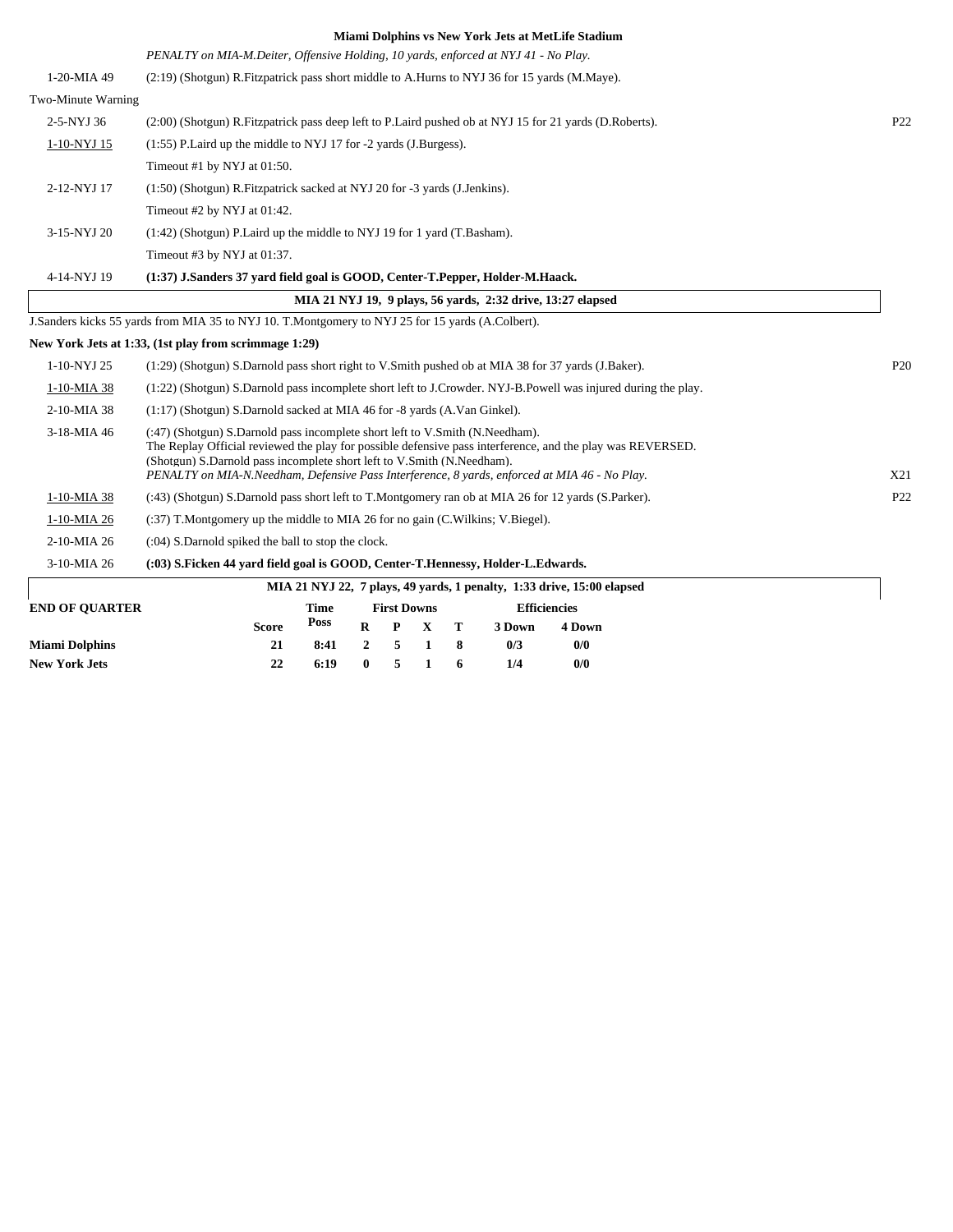**Miami Dolphins vs New York Jets at MetLife Stadium**

| Down | Play | |
|---|---|---|
| | *PENALTY on MIA-M.Deiter, Offensive Holding, 10 yards, enforced at NYJ 41 - No Play.* | |
| 1-20-MIA 49 | (2:19) (Shotgun) R.Fitzpatrick pass short middle to A.Hurns to NYJ 36 for 15 yards (M.Maye). | |
| Two-Minute Warning | | |
| 2-5-NYJ 36 | (2:00) (Shotgun) R.Fitzpatrick pass deep left to P.Laird pushed ob at NYJ 15 for 21 yards (D.Roberts). | P22 |
| 1-10-NYJ 15 | (1:55) P.Laird up the middle to NYJ 17 for -2 yards (J.Burgess). | |
| | Timeout #1 by NYJ at 01:50. | |
| 2-12-NYJ 17 | (1:50) (Shotgun) R.Fitzpatrick sacked at NYJ 20 for -3 yards (J.Jenkins). | |
| | Timeout #2 by NYJ at 01:42. | |
| 3-15-NYJ 20 | (1:42) (Shotgun) P.Laird up the middle to NYJ 19 for 1 yard (T.Basham). | |
| | Timeout #3 by NYJ at 01:37. | |
| 4-14-NYJ 19 | **(1:37) J.Sanders 37 yard field goal is GOOD, Center-T.Pepper, Holder-M.Haack.** | |

**MIA 21 NYJ 19, 9 plays, 56 yards, 2:32 drive, 13:27 elapsed**

J.Sanders kicks 55 yards from MIA 35 to NYJ 10. T.Montgomery to NYJ 25 for 15 yards (A.Colbert).

**New York Jets at 1:33, (1st play from scrimmage 1:29)**

| Down | Play | |
|---|---|---|
| 1-10-NYJ 25 | (1:29) (Shotgun) S.Darnold pass short right to V.Smith pushed ob at MIA 38 for 37 yards (J.Baker). | P20 |
| 1-10-MIA 38 | (1:22) (Shotgun) S.Darnold pass incomplete short left to J.Crowder. NYJ-B.Powell was injured during the play. | |
| 2-10-MIA 38 | (1:17) (Shotgun) S.Darnold sacked at MIA 46 for -8 yards (A.Van Ginkel). | |
| 3-18-MIA 46 | (:47) (Shotgun) S.Darnold pass incomplete short left to V.Smith (N.Needham). The Replay Official reviewed the play for possible defensive pass interference, and the play was REVERSED. (Shotgun) S.Darnold pass incomplete short left to V.Smith (N.Needham). *PENALTY on MIA-N.Needham, Defensive Pass Interference, 8 yards, enforced at MIA 46 - No Play.* | X21 |
| 1-10-MIA 38 | (:43) (Shotgun) S.Darnold pass short left to T.Montgomery ran ob at MIA 26 for 12 yards (S.Parker). | P22 |
| 1-10-MIA 26 | (:37) T.Montgomery up the middle to MIA 26 for no gain (C.Wilkins; V.Biegel). | |
| 2-10-MIA 26 | (:04) S.Darnold spiked the ball to stop the clock. | |
| 3-10-MIA 26 | **(:03) S.Ficken 44 yard field goal is GOOD, Center-T.Hennessy, Holder-L.Edwards.** | |

**MIA 21 NYJ 22, 7 plays, 49 yards, 1 penalty, 1:33 drive, 15:00 elapsed**

| END OF QUARTER | Score | Time Poss | First Downs R | P | X | T | Efficiencies 3 Down | 4 Down |
|---|---|---|---|---|---|---|---|---|
| **Miami Dolphins** | 21 | 8:41 | 2 | 5 | 1 | 8 | 0/3 | 0/0 |
| **New York Jets** | 22 | 6:19 | 0 | 5 | 1 | 6 | 1/4 | 0/0 |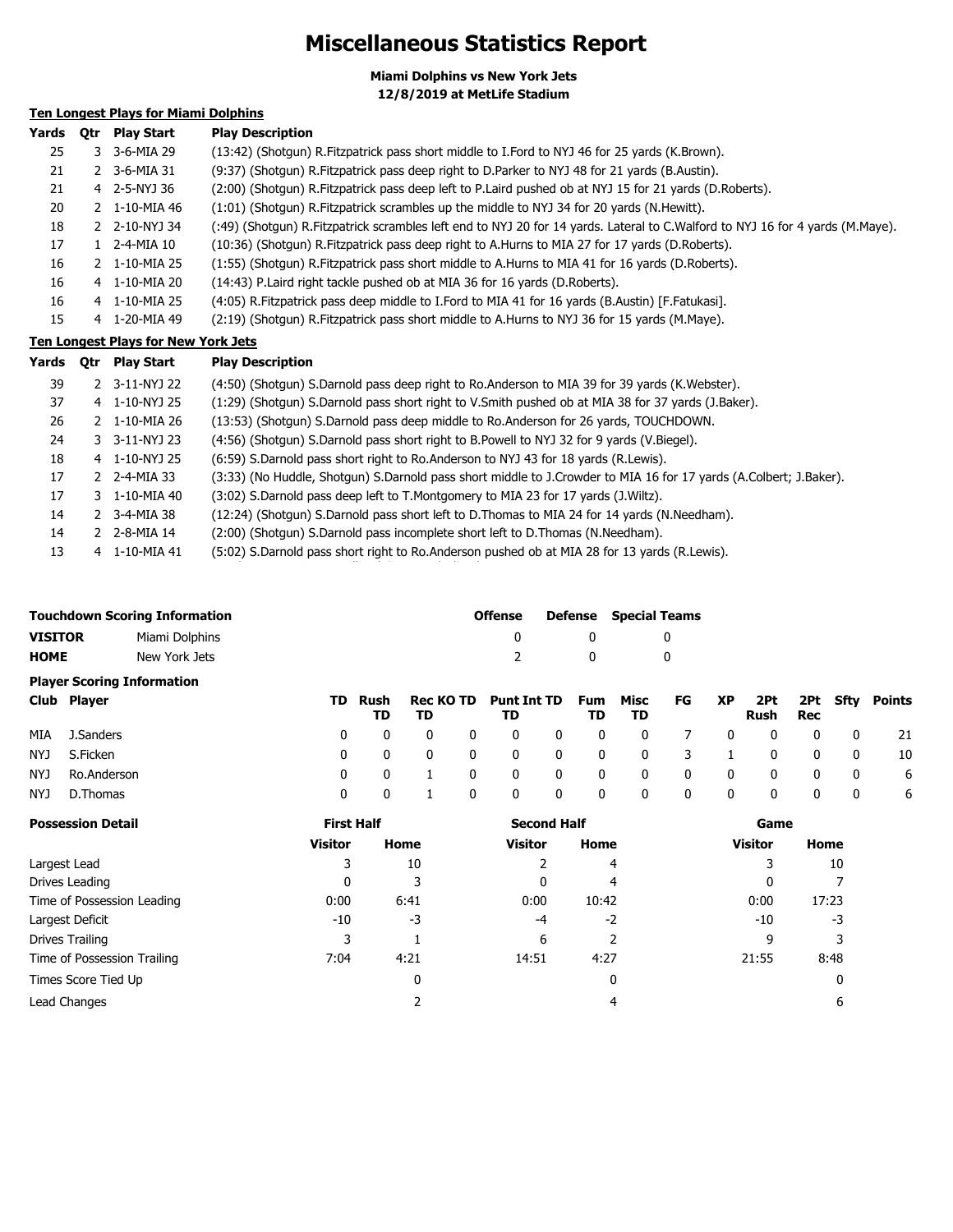# Miscellaneous Statistics Report

**Miami Dolphins vs New York Jets**
**12/8/2019 at MetLife Stadium**

## Ten Longest Plays for Miami Dolphins

| Yards | Qtr | Play Start | Play Description |
|---|---|---|---|
| 25 | 3 | 3-6-MIA 29 | (13:42) (Shotgun) R.Fitzpatrick pass short middle to I.Ford to NYJ 46 for 25 yards (K.Brown). |
| 21 | 2 | 3-6-MIA 31 | (9:37) (Shotgun) R.Fitzpatrick pass deep right to D.Parker to NYJ 48 for 21 yards (B.Austin). |
| 21 | 4 | 2-5-NYJ 36 | (2:00) (Shotgun) R.Fitzpatrick pass deep left to P.Laird pushed ob at NYJ 15 for 21 yards (D.Roberts). |
| 20 | 2 | 1-10-MIA 46 | (1:01) (Shotgun) R.Fitzpatrick scrambles up the middle to NYJ 34 for 20 yards (N.Hewitt). |
| 18 | 2 | 2-10-NYJ 34 | (:49) (Shotgun) R.Fitzpatrick scrambles left end to NYJ 20 for 14 yards. Lateral to C.Walford to NYJ 16 for 4 yards (M.Maye). |
| 17 | 1 | 2-4-MIA 10 | (10:36) (Shotgun) R.Fitzpatrick pass deep right to A.Hurns to MIA 27 for 17 yards (D.Roberts). |
| 16 | 2 | 1-10-MIA 25 | (1:55) (Shotgun) R.Fitzpatrick pass short middle to A.Hurns to MIA 41 for 16 yards (D.Roberts). |
| 16 | 4 | 1-10-MIA 20 | (14:43) P.Laird right tackle pushed ob at MIA 36 for 16 yards (D.Roberts). |
| 16 | 4 | 1-10-MIA 25 | (4:05) R.Fitzpatrick pass deep middle to I.Ford to MIA 41 for 16 yards (B.Austin) [F.Fatukasi]. |
| 15 | 4 | 1-20-MIA 49 | (2:19) (Shotgun) R.Fitzpatrick pass short middle to A.Hurns to NYJ 36 for 15 yards (M.Maye). |

## Ten Longest Plays for New York Jets

| Yards | Qtr | Play Start | Play Description |
|---|---|---|---|
| 39 | 2 | 3-11-NYJ 22 | (4:50) (Shotgun) S.Darnold pass deep right to Ro.Anderson to MIA 39 for 39 yards (K.Webster). |
| 37 | 4 | 1-10-NYJ 25 | (1:29) (Shotgun) S.Darnold pass short right to V.Smith pushed ob at MIA 38 for 37 yards (J.Baker). |
| 26 | 2 | 1-10-MIA 26 | (13:53) (Shotgun) S.Darnold pass deep middle to Ro.Anderson for 26 yards, TOUCHDOWN. |
| 24 | 3 | 3-11-NYJ 23 | (4:56) (Shotgun) S.Darnold pass short right to B.Powell to NYJ 32 for 9 yards (V.Biegel). |
| 18 | 4 | 1-10-NYJ 25 | (6:59) S.Darnold pass short right to Ro.Anderson to NYJ 43 for 18 yards (R.Lewis). |
| 17 | 2 | 2-4-MIA 33 | (3:33) (No Huddle, Shotgun) S.Darnold pass short middle to J.Crowder to MIA 16 for 17 yards (A.Colbert; J.Baker). |
| 17 | 3 | 1-10-MIA 40 | (3:02) S.Darnold pass deep left to T.Montgomery to MIA 23 for 17 yards (J.Wiltz). |
| 14 | 2 | 3-4-MIA 38 | (12:24) (Shotgun) S.Darnold pass short left to D.Thomas to MIA 24 for 14 yards (N.Needham). |
| 14 | 2 | 2-8-MIA 14 | (2:00) (Shotgun) S.Darnold pass incomplete short left to D.Thomas (N.Needham). |
| 13 | 4 | 1-10-MIA 41 | (5:02) S.Darnold pass short right to Ro.Anderson pushed ob at MIA 28 for 13 yards (R.Lewis). |

## Touchdown Scoring Information

| | | Offense | Defense | Special Teams |
|---|---|---|---|---|
| **VISITOR** | Miami Dolphins | 0 | 0 | 0 |
| **HOME** | New York Jets | 2 | 0 | 0 |

## Player Scoring Information

| Club | Player | TD | Rush TD | Rec TD | KO TD | Punt TD | Int TD | Fum TD | Misc TD | FG | XP | 2Pt Rush | 2Pt Rec | Sfty | Points |
|---|---|---|---|---|---|---|---|---|---|---|---|---|---|---|---|
| MIA | J.Sanders | 0 | 0 | 0 | 0 | 0 | 0 | 0 | 0 | 7 | 0 | 0 | 0 | 0 | 21 |
| NYJ | S.Ficken | 0 | 0 | 0 | 0 | 0 | 0 | 0 | 0 | 3 | 1 | 0 | 0 | 0 | 10 |
| NYJ | Ro.Anderson | 0 | 0 | 1 | 0 | 0 | 0 | 0 | 0 | 0 | 0 | 0 | 0 | 0 | 6 |
| NYJ | D.Thomas | 0 | 0 | 1 | 0 | 0 | 0 | 0 | 0 | 0 | 0 | 0 | 0 | 0 | 6 |

## Possession Detail

| | First Half | | Second Half | | Game | |
|---|---|---|---|---|---|---|
| | Visitor | Home | Visitor | Home | Visitor | Home |
| Largest Lead | 3 | 10 | 2 | 4 | 3 | 10 |
| Drives Leading | 0 | 3 | 0 | 4 | 0 | 7 |
| Time of Possession Leading | 0:00 | 6:41 | 0:00 | 10:42 | 0:00 | 17:23 |
| Largest Deficit | -10 | -3 | -4 | -2 | -10 | -3 |
| Drives Trailing | 3 | 1 | 6 | 2 | 9 | 3 |
| Time of Possession Trailing | 7:04 | 4:21 | 14:51 | 4:27 | 21:55 | 8:48 |
| Times Score Tied Up | | 0 | | 0 | | 0 |
| Lead Changes | | 2 | | 4 | | 6 |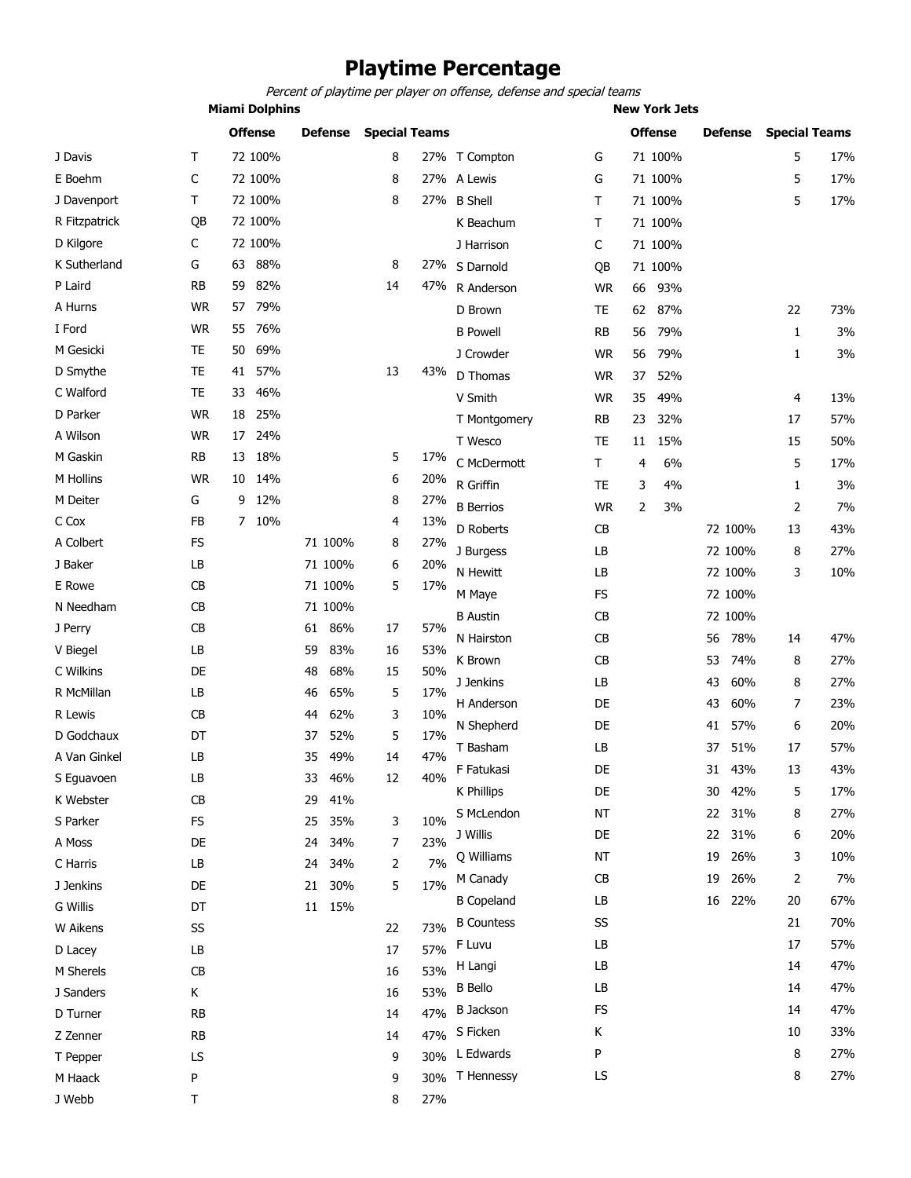# Playtime Percentage

*Percent of playtime per player on offense, defense and special teams*

## Miami Dolphins

| Player | Pos | Offense | | Defense | | Special Teams | |
|---|---|---|---|---|---|---|---|
| J Davis | T | 72 | 100% | | | 8 | 27% |
| E Boehm | C | 72 | 100% | | | 8 | 27% |
| J Davenport | T | 72 | 100% | | | 8 | 27% |
| R Fitzpatrick | QB | 72 | 100% | | | | |
| D Kilgore | C | 72 | 100% | | | | |
| K Sutherland | G | 63 | 88% | | | 8 | 27% |
| P Laird | RB | 59 | 82% | | | 14 | 47% |
| A Hurns | WR | 57 | 79% | | | | |
| I Ford | WR | 55 | 76% | | | | |
| M Gesicki | TE | 50 | 69% | | | | |
| D Smythe | TE | 41 | 57% | | | 13 | 43% |
| C Walford | TE | 33 | 46% | | | | |
| D Parker | WR | 18 | 25% | | | | |
| A Wilson | WR | 17 | 24% | | | | |
| M Gaskin | RB | 13 | 18% | | | 5 | 17% |
| M Hollins | WR | 10 | 14% | | | 6 | 20% |
| M Deiter | G | 9 | 12% | | | 8 | 27% |
| C Cox | FB | 7 | 10% | | | 4 | 13% |
| A Colbert | FS | | | 71 | 100% | 8 | 27% |
| J Baker | LB | | | 71 | 100% | 6 | 20% |
| E Rowe | CB | | | 71 | 100% | 5 | 17% |
| N Needham | CB | | | 71 | 100% | | |
| J Perry | CB | | | 61 | 86% | 17 | 57% |
| V Biegel | LB | | | 59 | 83% | 16 | 53% |
| C Wilkins | DE | | | 48 | 68% | 15 | 50% |
| R McMillan | LB | | | 46 | 65% | 5 | 17% |
| R Lewis | CB | | | 44 | 62% | 3 | 10% |
| D Godchaux | DT | | | 37 | 52% | 5 | 17% |
| A Van Ginkel | LB | | | 35 | 49% | 14 | 47% |
| S Eguavoen | LB | | | 33 | 46% | 12 | 40% |
| K Webster | CB | | | 29 | 41% | | |
| S Parker | FS | | | 25 | 35% | 3 | 10% |
| A Moss | DE | | | 24 | 34% | 7 | 23% |
| C Harris | LB | | | 24 | 34% | 2 | 7% |
| J Jenkins | DE | | | 21 | 30% | 5 | 17% |
| G Willis | DT | | | 11 | 15% | | |
| W Aikens | SS | | | | | 22 | 73% |
| D Lacey | LB | | | | | 17 | 57% |
| M Sherels | CB | | | | | 16 | 53% |
| J Sanders | K | | | | | 16 | 53% |
| D Turner | RB | | | | | 14 | 47% |
| Z Zenner | RB | | | | | 14 | 47% |
| T Pepper | LS | | | | | 9 | 30% |
| M Haack | P | | | | | 9 | 30% |
| J Webb | T | | | | | 8 | 27% |

## New York Jets

| Player | Pos | Offense | | Defense | | Special Teams | |
|---|---|---|---|---|---|---|---|
| T Compton | G | 71 | 100% | | | 5 | 17% |
| A Lewis | G | 71 | 100% | | | 5 | 17% |
| B Shell | T | 71 | 100% | | | 5 | 17% |
| K Beachum | T | 71 | 100% | | | | |
| J Harrison | C | 71 | 100% | | | | |
| S Darnold | QB | 71 | 100% | | | | |
| R Anderson | WR | 66 | 93% | | | | |
| D Brown | TE | 62 | 87% | | | 22 | 73% |
| B Powell | RB | 56 | 79% | | | 1 | 3% |
| J Crowder | WR | 56 | 79% | | | 1 | 3% |
| D Thomas | WR | 37 | 52% | | | | |
| V Smith | WR | 35 | 49% | | | 4 | 13% |
| T Montgomery | RB | 23 | 32% | | | 17 | 57% |
| T Wesco | TE | 11 | 15% | | | 15 | 50% |
| C McDermott | T | 4 | 6% | | | 5 | 17% |
| R Griffin | TE | 3 | 4% | | | 1 | 3% |
| B Berrios | WR | 2 | 3% | | | 2 | 7% |
| D Roberts | CB | | | 72 | 100% | 13 | 43% |
| J Burgess | LB | | | 72 | 100% | 8 | 27% |
| N Hewitt | LB | | | 72 | 100% | 3 | 10% |
| M Maye | FS | | | 72 | 100% | | |
| B Austin | CB | | | 72 | 100% | | |
| N Hairston | CB | | | 56 | 78% | 14 | 47% |
| K Brown | CB | | | 53 | 74% | 8 | 27% |
| J Jenkins | LB | | | 43 | 60% | 8 | 27% |
| H Anderson | DE | | | 43 | 60% | 7 | 23% |
| N Shepherd | DE | | | 41 | 57% | 6 | 20% |
| T Basham | LB | | | 37 | 51% | 17 | 57% |
| F Fatukasi | DE | | | 31 | 43% | 13 | 43% |
| K Phillips | DE | | | 30 | 42% | 5 | 17% |
| S McLendon | NT | | | 22 | 31% | 8 | 27% |
| J Willis | DE | | | 22 | 31% | 6 | 20% |
| Q Williams | NT | | | 19 | 26% | 3 | 10% |
| M Canady | CB | | | 19 | 26% | 2 | 7% |
| B Copeland | LB | | | 16 | 22% | 20 | 67% |
| B Countess | SS | | | | | 21 | 70% |
| F Luvu | LB | | | | | 17 | 57% |
| H Langi | LB | | | | | 14 | 47% |
| B Bello | LB | | | | | 14 | 47% |
| B Jackson | FS | | | | | 14 | 47% |
| S Ficken | K | | | | | 10 | 33% |
| L Edwards | P | | | | | 8 | 27% |
| T Hennessy | LS | | | | | 8 | 27% |